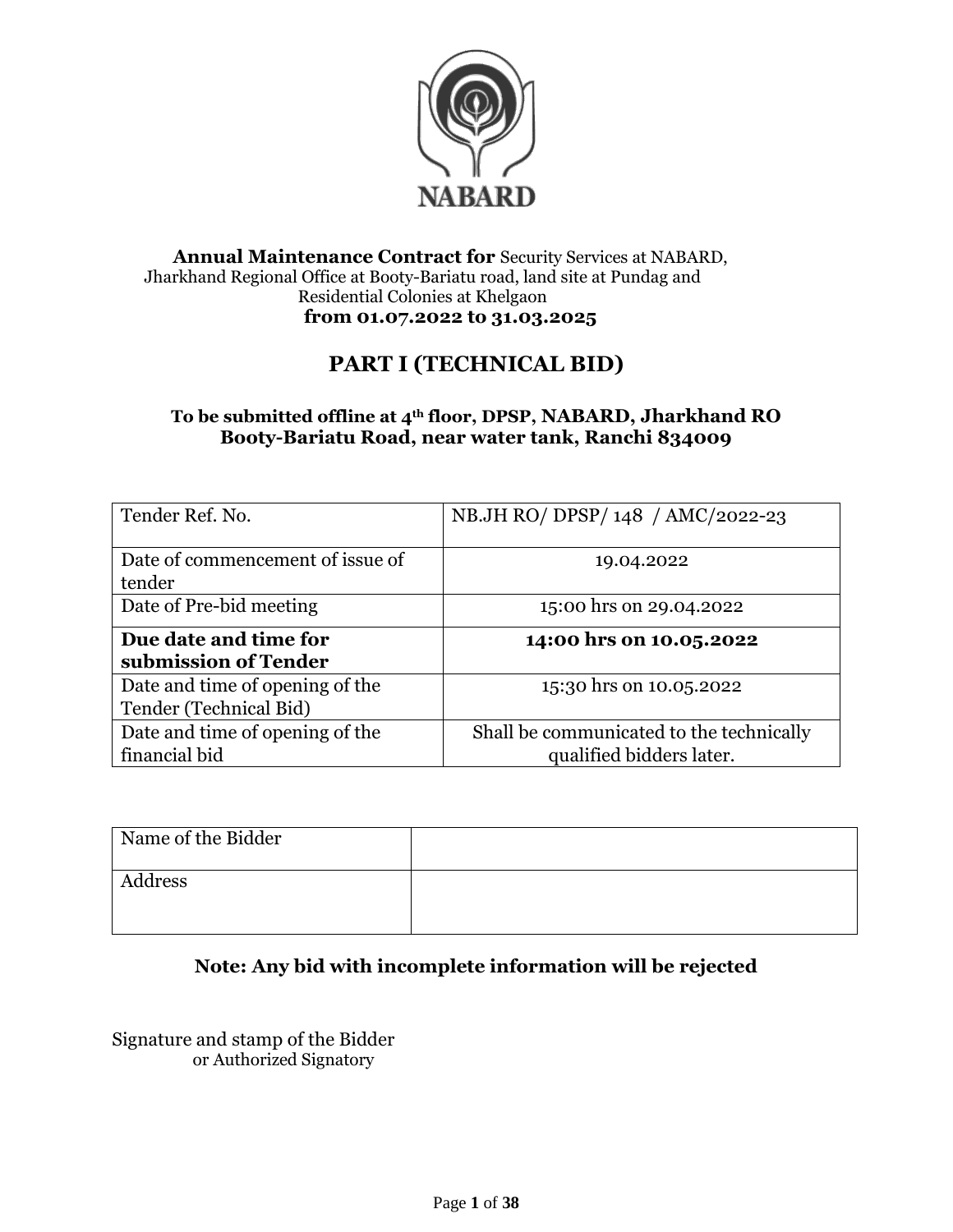NABARD

**Annual Maintenance Contract for** Security Services at NABARD, Jharkhand Regional Office at Booty-Bariatu road, land site at Pundag and Residential Colonies at Khelgaon
**from 01.07.2022 to 31.03.2025**

# PART I (TECHNICAL BID)

**To be submitted offline at 4th floor, DPSP, NABARD, Jharkhand RO Booty-Bariatu Road, near water tank, Ranchi 834009**

| | |
|---|---|
| Tender Ref. No. | NB.JH RO/ DPSP/ 148 / AMC/2022-23 |
| Date of commencement of issue of tender | 19.04.2022 |
| Date of Pre-bid meeting | 15:00 hrs on 29.04.2022 |
| **Due date and time for submission of Tender** | **14:00 hrs on 10.05.2022** |
| Date and time of opening of the Tender (Technical Bid) | 15:30 hrs on 10.05.2022 |
| Date and time of opening of the financial bid | Shall be communicated to the technically qualified bidders later. |

| | |
|---|---|
| Name of the Bidder | |
| Address | |

**Note: Any bid with incomplete information will be rejected**

Signature and stamp of the Bidder
or Authorized Signatory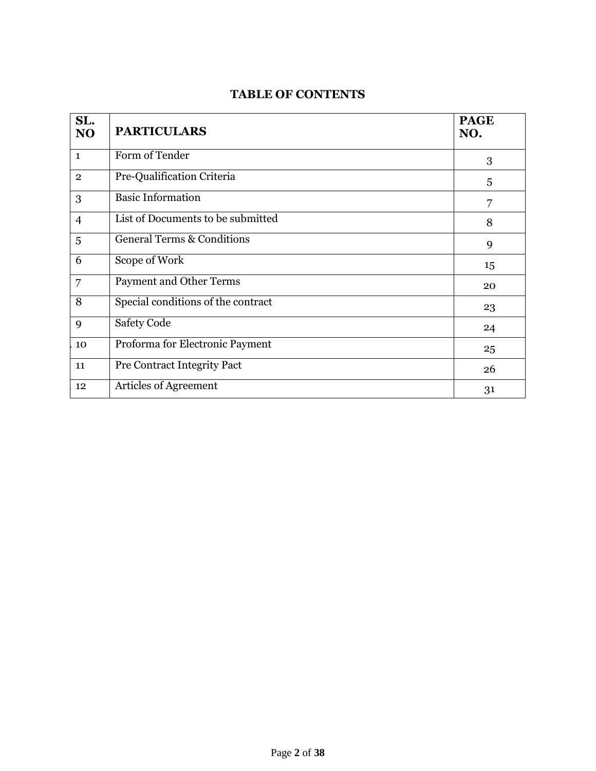## TABLE OF CONTENTS

| SL. NO | PARTICULARS | PAGE NO. |
|---|---|---|
| 1 | Form of Tender | 3 |
| 2 | Pre-Qualification Criteria | 5 |
| 3 | Basic Information | 7 |
| 4 | List of Documents to be submitted | 8 |
| 5 | General Terms & Conditions | 9 |
| 6 | Scope of Work | 15 |
| 7 | Payment and Other Terms | 20 |
| 8 | Special conditions of the contract | 23 |
| 9 | Safety Code | 24 |
| 10 | Proforma for Electronic Payment | 25 |
| 11 | Pre Contract Integrity Pact | 26 |
| 12 | Articles of Agreement | 31 |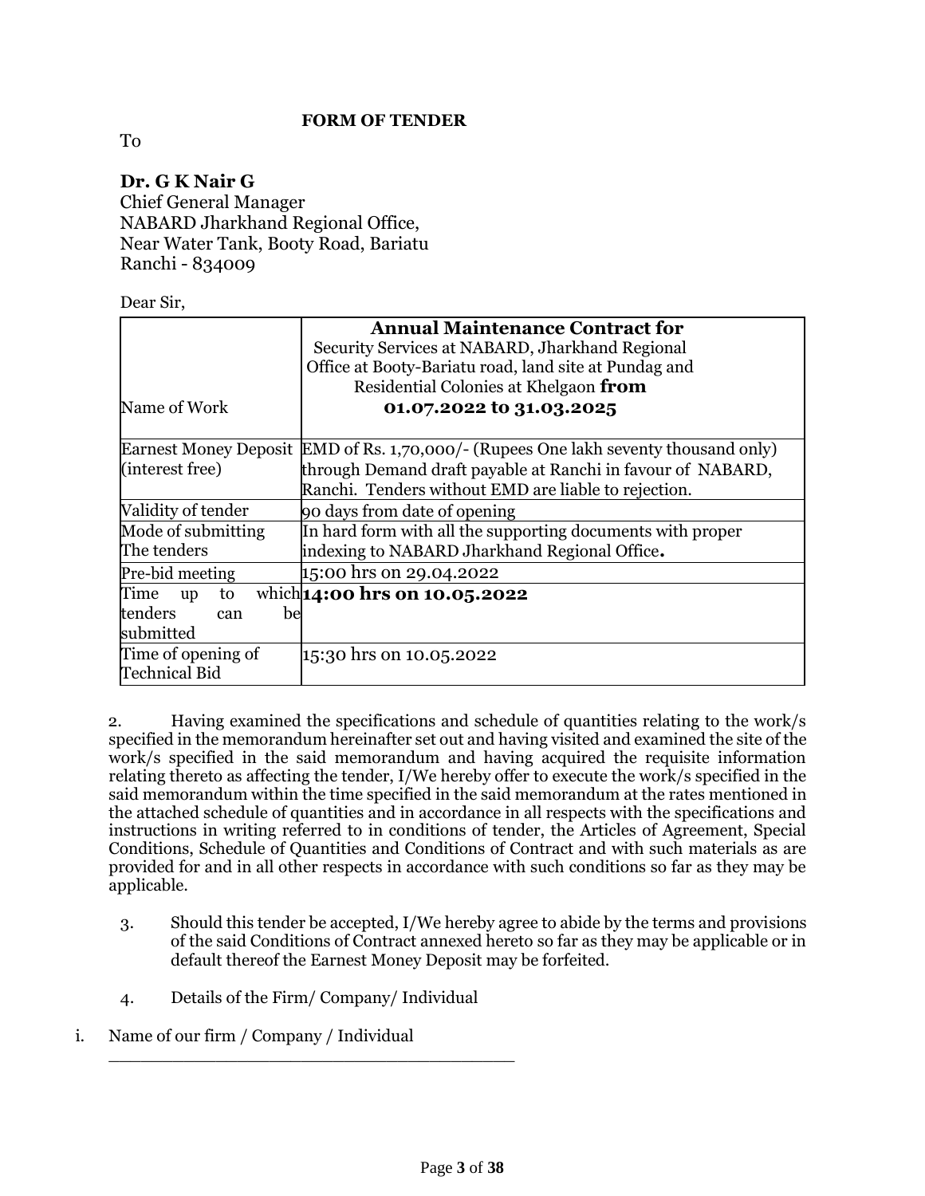**FORM OF TENDER**

To

**Dr. G K Nair G**
Chief General Manager
NABARD Jharkhand Regional Office,
Near Water Tank, Booty Road, Bariatu
Ranchi - 834009

Dear Sir,

| Name of Work | **Annual Maintenance Contract for** Security Services at NABARD, Jharkhand Regional Office at Booty-Bariatu road, land site at Pundag and Residential Colonies at Khelgaon **from 01.07.2022 to 31.03.2025** |
|---|---|
| Earnest Money Deposit (interest free) | EMD of Rs. 1,70,000/- (Rupees One lakh seventy thousand only) through Demand draft payable at Ranchi in favour of NABARD, Ranchi. Tenders without EMD are liable to rejection. |
| Validity of tender | 90 days from date of opening |
| Mode of submitting The tenders | In hard form with all the supporting documents with proper indexing to NABARD Jharkhand Regional Office**.** |
| Pre-bid meeting | 15:00 hrs on 29.04.2022 |
| Time up to which tenders can be submitted | **14:00 hrs on 10.05.2022** |
| Time of opening of Technical Bid | 15:30 hrs on 10.05.2022 |

2. Having examined the specifications and schedule of quantities relating to the work/s specified in the memorandum hereinafter set out and having visited and examined the site of the work/s specified in the said memorandum and having acquired the requisite information relating thereto as affecting the tender, I/We hereby offer to execute the work/s specified in the said memorandum within the time specified in the said memorandum at the rates mentioned in the attached schedule of quantities and in accordance in all respects with the specifications and instructions in writing referred to in conditions of tender, the Articles of Agreement, Special Conditions, Schedule of Quantities and Conditions of Contract and with such materials as are provided for and in all other respects in accordance with such conditions so far as they may be applicable.

3. Should this tender be accepted, I/We hereby agree to abide by the terms and provisions of the said Conditions of Contract annexed hereto so far as they may be applicable or in default thereof the Earnest Money Deposit may be forfeited.

4. Details of the Firm/ Company/ Individual

i. Name of our firm / Company / Individual
\_\_\_\_\_\_\_\_\_\_\_\_\_\_\_\_\_\_\_\_\_\_\_\_\_\_\_\_\_\_\_\_\_\_\_\_\_\_\_\_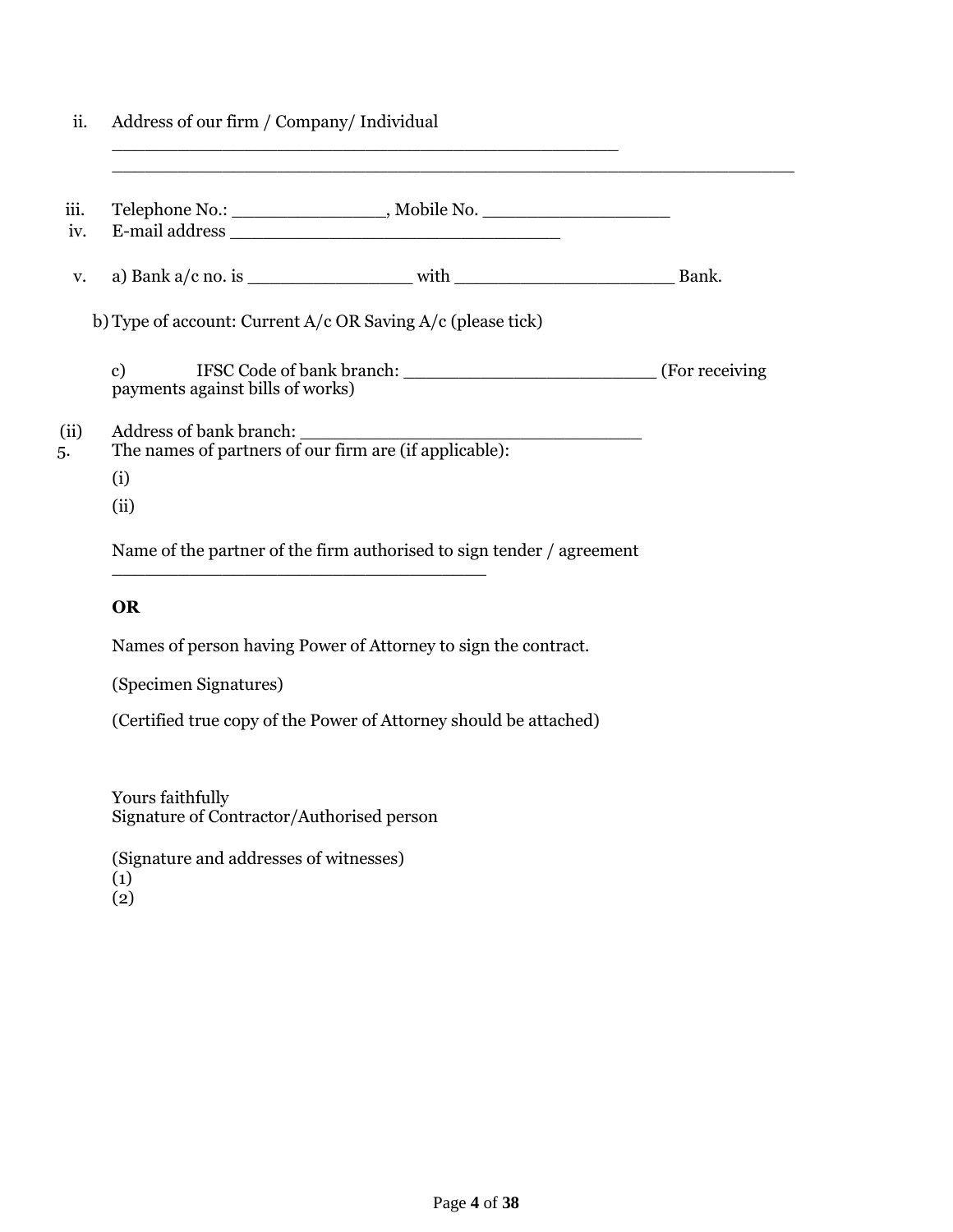ii. Address of our firm / Company/ Individual

_______________________________________________

________________________________________________________________

iii. Telephone No.: ______________, Mobile No. ________________

iv. E-mail address ______________________________

v. a) Bank a/c no. is _______________ with ____________________ Bank.

b) Type of account: Current A/c OR Saving A/c (please tick)

c) IFSC Code of bank branch: _______________________ (For receiving payments against bills of works)

(ii) Address of bank branch: _______________________________

5. The names of partners of our firm are (if applicable):

(i)

(ii)

Name of the partner of the firm authorised to sign tender / agreement

___________________________________

**OR**

Names of person having Power of Attorney to sign the contract.

(Specimen Signatures)

(Certified true copy of the Power of Attorney should be attached)

Yours faithfully
Signature of Contractor/Authorised person

(Signature and addresses of witnesses)
(1)
(2)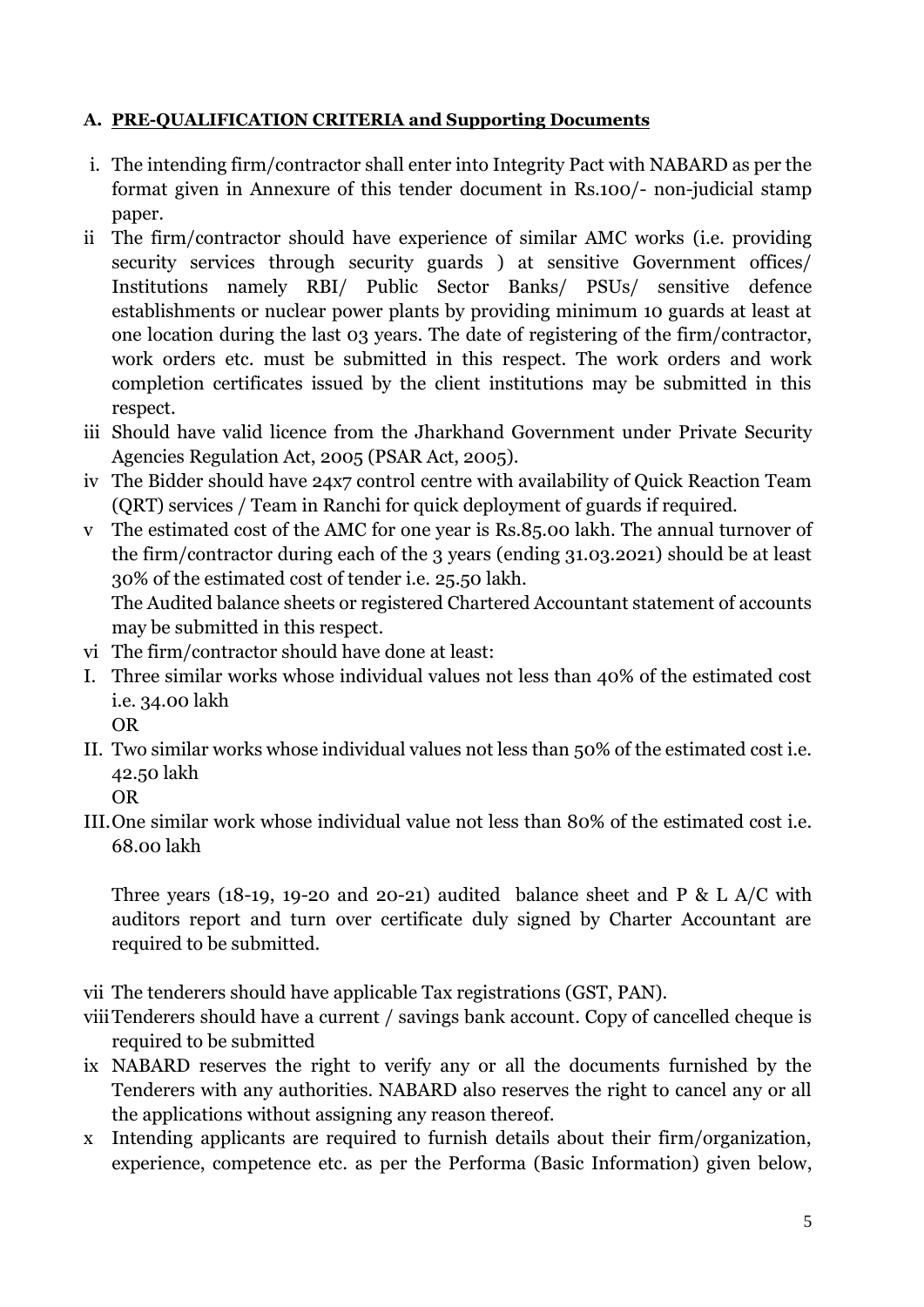### A. PRE-QUALIFICATION CRITERIA and Supporting Documents

i. The intending firm/contractor shall enter into Integrity Pact with NABARD as per the format given in Annexure of this tender document in Rs.100/- non-judicial stamp paper.

ii The firm/contractor should have experience of similar AMC works (i.e. providing security services through security guards ) at sensitive Government offices/ Institutions namely RBI/ Public Sector Banks/ PSUs/ sensitive defence establishments or nuclear power plants by providing minimum 10 guards at least at one location during the last 03 years. The date of registering of the firm/contractor, work orders etc. must be submitted in this respect. The work orders and work completion certificates issued by the client institutions may be submitted in this respect.

iii Should have valid licence from the Jharkhand Government under Private Security Agencies Regulation Act, 2005 (PSAR Act, 2005).

iv The Bidder should have 24x7 control centre with availability of Quick Reaction Team (QRT) services / Team in Ranchi for quick deployment of guards if required.

v The estimated cost of the AMC for one year is Rs.85.00 lakh. The annual turnover of the firm/contractor during each of the 3 years (ending 31.03.2021) should be at least 30% of the estimated cost of tender i.e. 25.50 lakh.
The Audited balance sheets or registered Chartered Accountant statement of accounts may be submitted in this respect.

vi The firm/contractor should have done at least:

I. Three similar works whose individual values not less than 40% of the estimated cost i.e. 34.00 lakh
OR

II. Two similar works whose individual values not less than 50% of the estimated cost i.e. 42.50 lakh
OR

III. One similar work whose individual value not less than 80% of the estimated cost i.e. 68.00 lakh

Three years (18-19, 19-20 and 20-21) audited balance sheet and P & L A/C with auditors report and turn over certificate duly signed by Charter Accountant are required to be submitted.

vii The tenderers should have applicable Tax registrations (GST, PAN).

viii Tenderers should have a current / savings bank account. Copy of cancelled cheque is required to be submitted

ix NABARD reserves the right to verify any or all the documents furnished by the Tenderers with any authorities. NABARD also reserves the right to cancel any or all the applications without assigning any reason thereof.

x Intending applicants are required to furnish details about their firm/organization, experience, competence etc. as per the Performa (Basic Information) given below,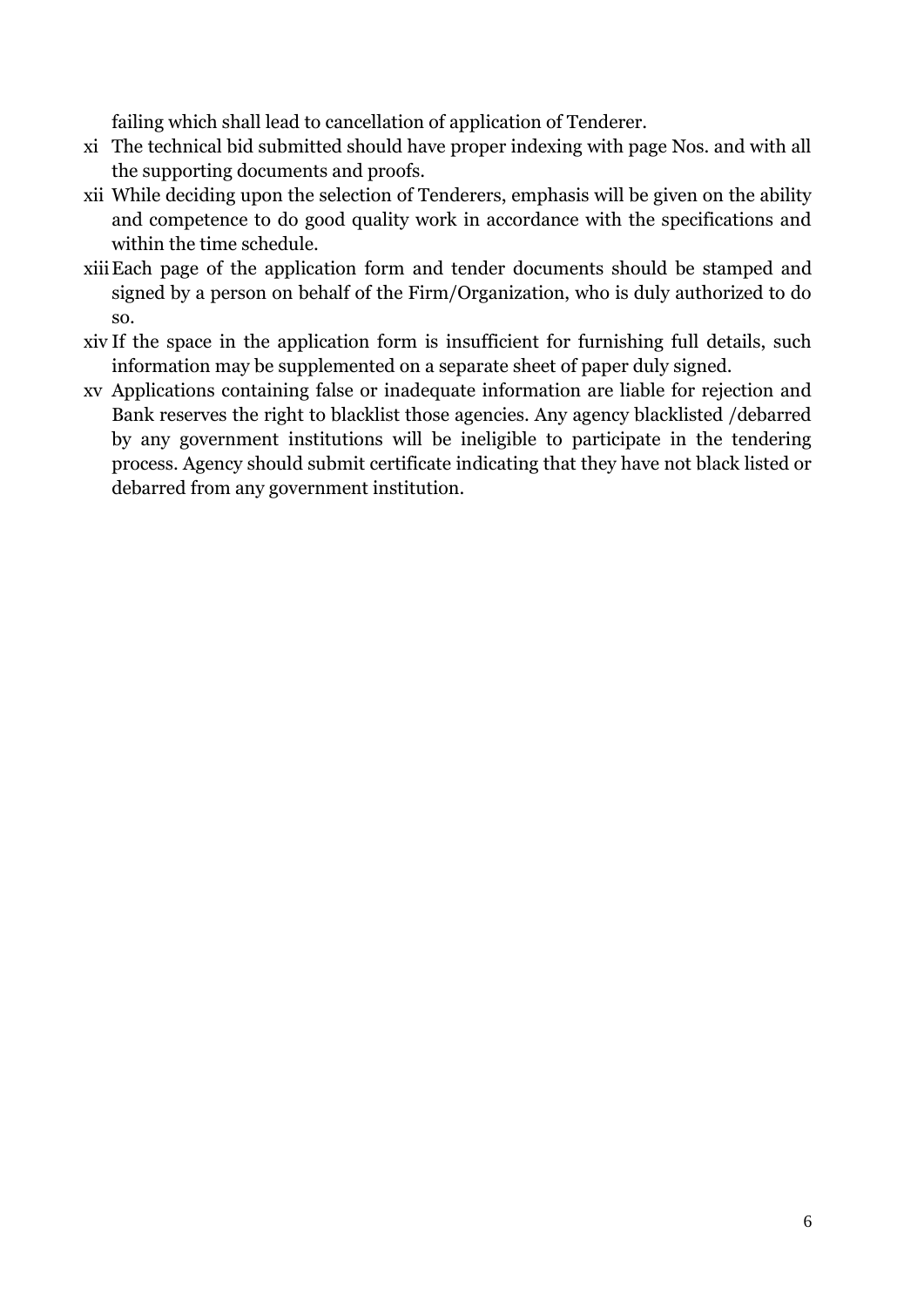failing which shall lead to cancellation of application of Tenderer.

- xi The technical bid submitted should have proper indexing with page Nos. and with all the supporting documents and proofs.
- xii While deciding upon the selection of Tenderers, emphasis will be given on the ability and competence to do good quality work in accordance with the specifications and within the time schedule.
- xiii Each page of the application form and tender documents should be stamped and signed by a person on behalf of the Firm/Organization, who is duly authorized to do so.
- xiv If the space in the application form is insufficient for furnishing full details, such information may be supplemented on a separate sheet of paper duly signed.
- xv Applications containing false or inadequate information are liable for rejection and Bank reserves the right to blacklist those agencies. Any agency blacklisted /debarred by any government institutions will be ineligible to participate in the tendering process. Agency should submit certificate indicating that they have not black listed or debarred from any government institution.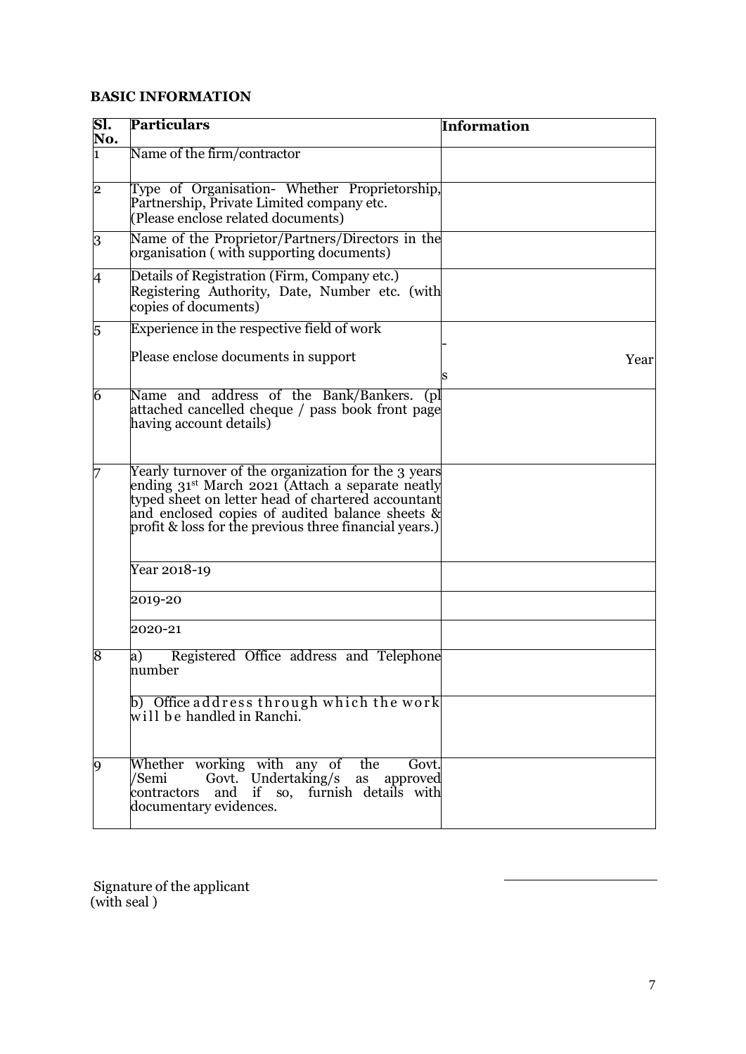**BASIC INFORMATION**

| Sl. No. | Particulars | Information |
|---|---|---|
| 1 | Name of the firm/contractor | |
| 2 | Type of Organisation- Whether Proprietorship, Partnership, Private Limited company etc. (Please enclose related documents) | |
| 3 | Name of the Proprietor/Partners/Directors in the organisation ( with supporting documents) | |
| 4 | Details of Registration (Firm, Company etc.) Registering Authority, Date, Number etc. (with copies of documents) | |
| 5 | Experience in the respective field of work<br><br>Please enclose documents in support | - Years |
| 6 | Name and address of the Bank/Bankers. (pl attached cancelled cheque / pass book front page having account details) | |
| 7 | Yearly turnover of the organization for the 3 years ending 31st March 2021 (Attach a separate neatly typed sheet on letter head of chartered accountant and enclosed copies of audited balance sheets & profit & loss for the previous three financial years.) | |
| | Year 2018-19 | |
| | 2019-20 | |
| | 2020-21 | |
| 8 | a) Registered Office address and Telephone number | |
| | b) Office address through which the work will be handled in Ranchi. | |
| 9 | Whether working with any of the Govt. /Semi Govt. Undertaking/s as approved contractors and if so, furnish details with documentary evidences. | |

Signature of the applicant
(with seal )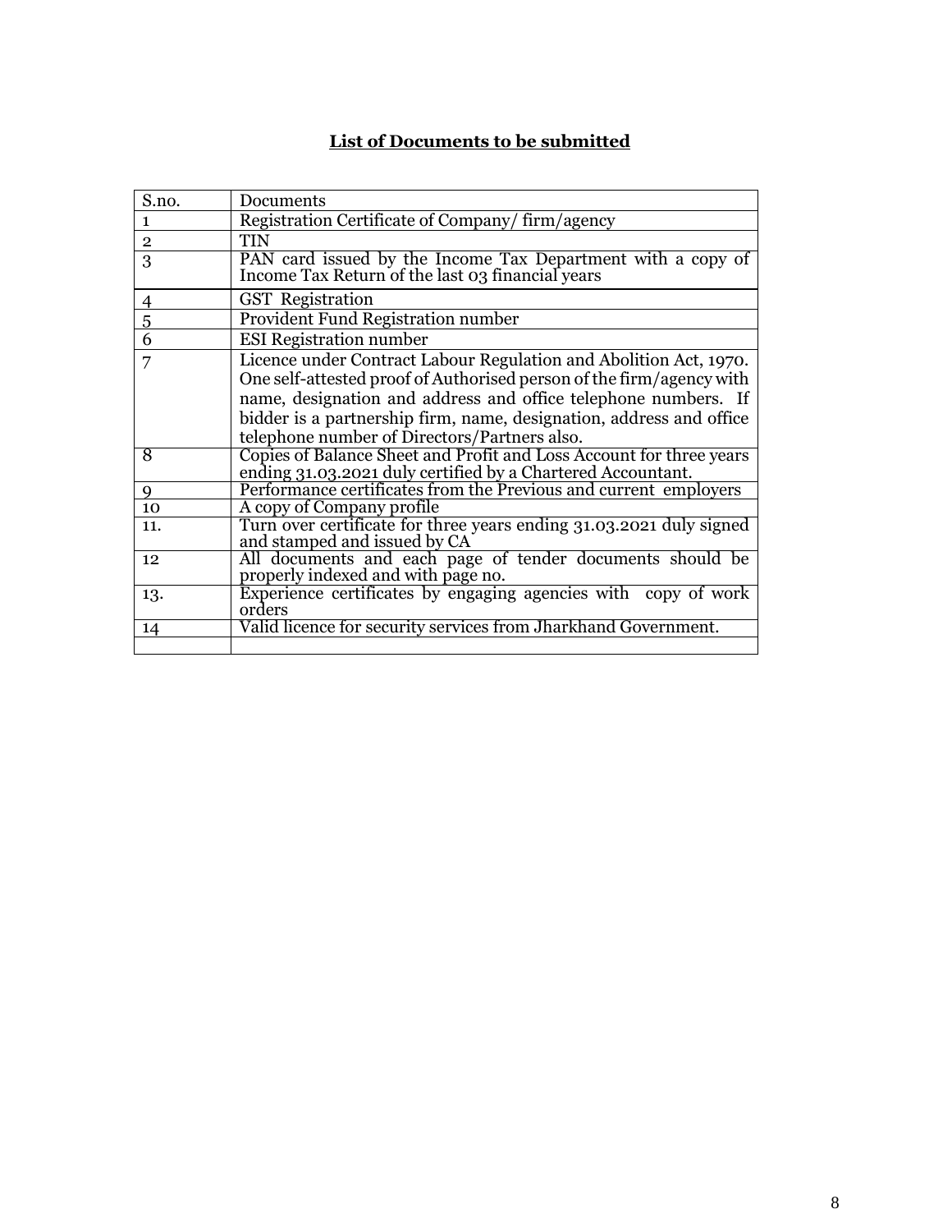**List of Documents to be submitted**

| S.no. | Documents |
|---|---|
| 1 | Registration Certificate of Company/ firm/agency |
| 2 | TIN |
| 3 | PAN card issued by the Income Tax Department with a copy of Income Tax Return of the last 03 financial years |
| 4 | GST Registration |
| 5 | Provident Fund Registration number |
| 6 | ESI Registration number |
| 7 | Licence under Contract Labour Regulation and Abolition Act, 1970. One self-attested proof of Authorised person of the firm/agency with name, designation and address and office telephone numbers. If bidder is a partnership firm, name, designation, address and office telephone number of Directors/Partners also. |
| 8 | Copies of Balance Sheet and Profit and Loss Account for three years ending 31.03.2021 duly certified by a Chartered Accountant. |
| 9 | Performance certificates from the Previous and current employers |
| 10 | A copy of Company profile |
| 11. | Turn over certificate for three years ending 31.03.2021 duly signed and stamped and issued by CA |
| 12 | All documents and each page of tender documents should be properly indexed and with page no. |
| 13. | Experience certificates by engaging agencies with copy of work orders |
| 14 | Valid licence for security services from Jharkhand Government. |
| | |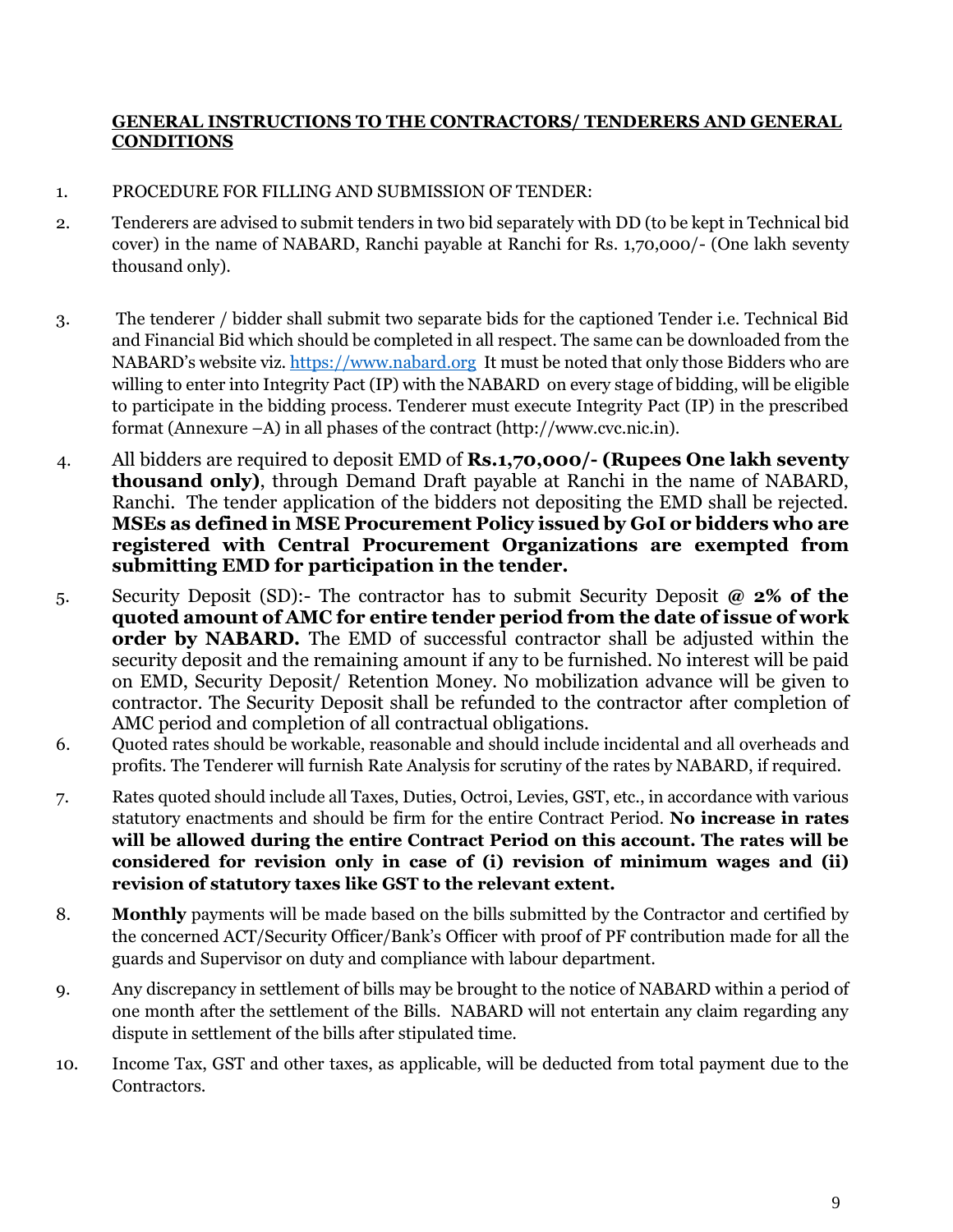**GENERAL INSTRUCTIONS TO THE CONTRACTORS/ TENDERERS AND GENERAL CONDITIONS**

1. PROCEDURE FOR FILLING AND SUBMISSION OF TENDER:

2. Tenderers are advised to submit tenders in two bid separately with DD (to be kept in Technical bid cover) in the name of NABARD, Ranchi payable at Ranchi for Rs. 1,70,000/- (One lakh seventy thousand only).

3. The tenderer / bidder shall submit two separate bids for the captioned Tender i.e. Technical Bid and Financial Bid which should be completed in all respect. The same can be downloaded from the NABARD's website viz. [https://www.nabard.org](https://www.nabard.org) It must be noted that only those Bidders who are willing to enter into Integrity Pact (IP) with the NABARD on every stage of bidding, will be eligible to participate in the bidding process. Tenderer must execute Integrity Pact (IP) in the prescribed format (Annexure –A) in all phases of the contract (http://www.cvc.nic.in).

4. All bidders are required to deposit EMD of **Rs.1,70,000/- (Rupees One lakh seventy thousand only)**, through Demand Draft payable at Ranchi in the name of NABARD, Ranchi. The tender application of the bidders not depositing the EMD shall be rejected. **MSEs as defined in MSE Procurement Policy issued by GoI or bidders who are registered with Central Procurement Organizations are exempted from submitting EMD for participation in the tender.**

5. Security Deposit (SD):- The contractor has to submit Security Deposit **@ 2% of the quoted amount of AMC for entire tender period from the date of issue of work order by NABARD.** The EMD of successful contractor shall be adjusted within the security deposit and the remaining amount if any to be furnished. No interest will be paid on EMD, Security Deposit/ Retention Money. No mobilization advance will be given to contractor. The Security Deposit shall be refunded to the contractor after completion of AMC period and completion of all contractual obligations.

6. Quoted rates should be workable, reasonable and should include incidental and all overheads and profits. The Tenderer will furnish Rate Analysis for scrutiny of the rates by NABARD, if required.

7. Rates quoted should include all Taxes, Duties, Octroi, Levies, GST, etc., in accordance with various statutory enactments and should be firm for the entire Contract Period. **No increase in rates will be allowed during the entire Contract Period on this account. The rates will be considered for revision only in case of (i) revision of minimum wages and (ii) revision of statutory taxes like GST to the relevant extent.**

8. **Monthly** payments will be made based on the bills submitted by the Contractor and certified by the concerned ACT/Security Officer/Bank's Officer with proof of PF contribution made for all the guards and Supervisor on duty and compliance with labour department.

9. Any discrepancy in settlement of bills may be brought to the notice of NABARD within a period of one month after the settlement of the Bills. NABARD will not entertain any claim regarding any dispute in settlement of the bills after stipulated time.

10. Income Tax, GST and other taxes, as applicable, will be deducted from total payment due to the Contractors.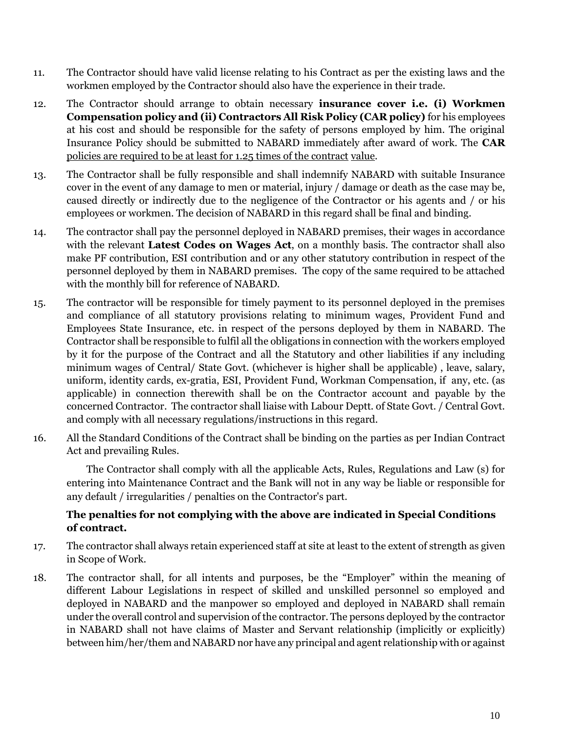11. The Contractor should have valid license relating to his Contract as per the existing laws and the workmen employed by the Contractor should also have the experience in their trade.

12. The Contractor should arrange to obtain necessary **insurance cover i.e. (i) Workmen Compensation policy and (ii) Contractors All Risk Policy (CAR policy)** for his employees at his cost and should be responsible for the safety of persons employed by him. The original Insurance Policy should be submitted to NABARD immediately after award of work. The **CAR** policies are required to be at least for 1.25 times of the contract value.

13. The Contractor shall be fully responsible and shall indemnify NABARD with suitable Insurance cover in the event of any damage to men or material, injury / damage or death as the case may be, caused directly or indirectly due to the negligence of the Contractor or his agents and / or his employees or workmen. The decision of NABARD in this regard shall be final and binding.

14. The contractor shall pay the personnel deployed in NABARD premises, their wages in accordance with the relevant **Latest Codes on Wages Act**, on a monthly basis. The contractor shall also make PF contribution, ESI contribution and or any other statutory contribution in respect of the personnel deployed by them in NABARD premises. The copy of the same required to be attached with the monthly bill for reference of NABARD.

15. The contractor will be responsible for timely payment to its personnel deployed in the premises and compliance of all statutory provisions relating to minimum wages, Provident Fund and Employees State Insurance, etc. in respect of the persons deployed by them in NABARD. The Contractor shall be responsible to fulfil all the obligations in connection with the workers employed by it for the purpose of the Contract and all the Statutory and other liabilities if any including minimum wages of Central/ State Govt. (whichever is higher shall be applicable) , leave, salary, uniform, identity cards, ex-gratia, ESI, Provident Fund, Workman Compensation, if any, etc. (as applicable) in connection therewith shall be on the Contractor account and payable by the concerned Contractor. The contractor shall liaise with Labour Deptt. of State Govt. / Central Govt. and comply with all necessary regulations/instructions in this regard.

16. All the Standard Conditions of the Contract shall be binding on the parties as per Indian Contract Act and prevailing Rules.

    The Contractor shall comply with all the applicable Acts, Rules, Regulations and Law (s) for entering into Maintenance Contract and the Bank will not in any way be liable or responsible for any default / irregularities / penalties on the Contractor's part.

    **The penalties for not complying with the above are indicated in Special Conditions of contract.**

17. The contractor shall always retain experienced staff at site at least to the extent of strength as given in Scope of Work.

18. The contractor shall, for all intents and purposes, be the "Employer" within the meaning of different Labour Legislations in respect of skilled and unskilled personnel so employed and deployed in NABARD and the manpower so employed and deployed in NABARD shall remain under the overall control and supervision of the contractor. The persons deployed by the contractor in NABARD shall not have claims of Master and Servant relationship (implicitly or explicitly) between him/her/them and NABARD nor have any principal and agent relationship with or against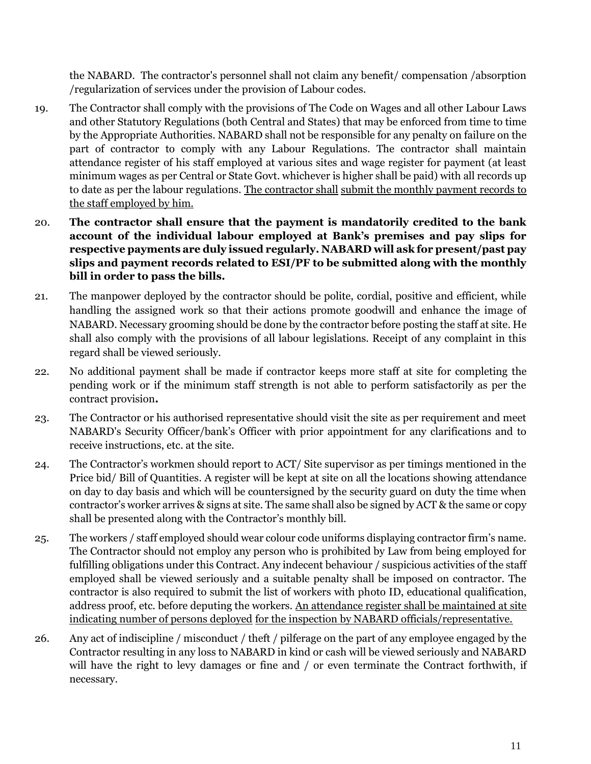the NABARD. The contractor's personnel shall not claim any benefit/ compensation /absorption /regularization of services under the provision of Labour codes.

19. The Contractor shall comply with the provisions of The Code on Wages and all other Labour Laws and other Statutory Regulations (both Central and States) that may be enforced from time to time by the Appropriate Authorities. NABARD shall not be responsible for any penalty on failure on the part of contractor to comply with any Labour Regulations. The contractor shall maintain attendance register of his staff employed at various sites and wage register for payment (at least minimum wages as per Central or State Govt. whichever is higher shall be paid) with all records up to date as per the labour regulations. <u>The contractor shall</u> <u>submit the monthly payment records to the staff employed by him.</u>

20. **The contractor shall ensure that the payment is mandatorily credited to the bank account of the individual labour employed at Bank's premises and pay slips for respective payments are duly issued regularly. NABARD will ask for present/past pay slips and payment records related to ESI/PF to be submitted along with the monthly bill in order to pass the bills.**

21. The manpower deployed by the contractor should be polite, cordial, positive and efficient, while handling the assigned work so that their actions promote goodwill and enhance the image of NABARD. Necessary grooming should be done by the contractor before posting the staff at site. He shall also comply with the provisions of all labour legislations. Receipt of any complaint in this regard shall be viewed seriously.

22. No additional payment shall be made if contractor keeps more staff at site for completing the pending work or if the minimum staff strength is not able to perform satisfactorily as per the contract provision**.**

23. The Contractor or his authorised representative should visit the site as per requirement and meet NABARD's Security Officer/bank's Officer with prior appointment for any clarifications and to receive instructions, etc. at the site.

24. The Contractor's workmen should report to ACT/ Site supervisor as per timings mentioned in the Price bid/ Bill of Quantities. A register will be kept at site on all the locations showing attendance on day to day basis and which will be countersigned by the security guard on duty the time when contractor's worker arrives & signs at site. The same shall also be signed by ACT & the same or copy shall be presented along with the Contractor's monthly bill.

25. The workers / staff employed should wear colour code uniforms displaying contractor firm's name. The Contractor should not employ any person who is prohibited by Law from being employed for fulfilling obligations under this Contract. Any indecent behaviour / suspicious activities of the staff employed shall be viewed seriously and a suitable penalty shall be imposed on contractor. The contractor is also required to submit the list of workers with photo ID, educational qualification, address proof, etc. before deputing the workers. <u>An attendance register shall be maintained at site indicating number of persons deployed</u> <u>for the inspection by NABARD officials/representative.</u>

26. Any act of indiscipline / misconduct / theft / pilferage on the part of any employee engaged by the Contractor resulting in any loss to NABARD in kind or cash will be viewed seriously and NABARD will have the right to levy damages or fine and / or even terminate the Contract forthwith, if necessary.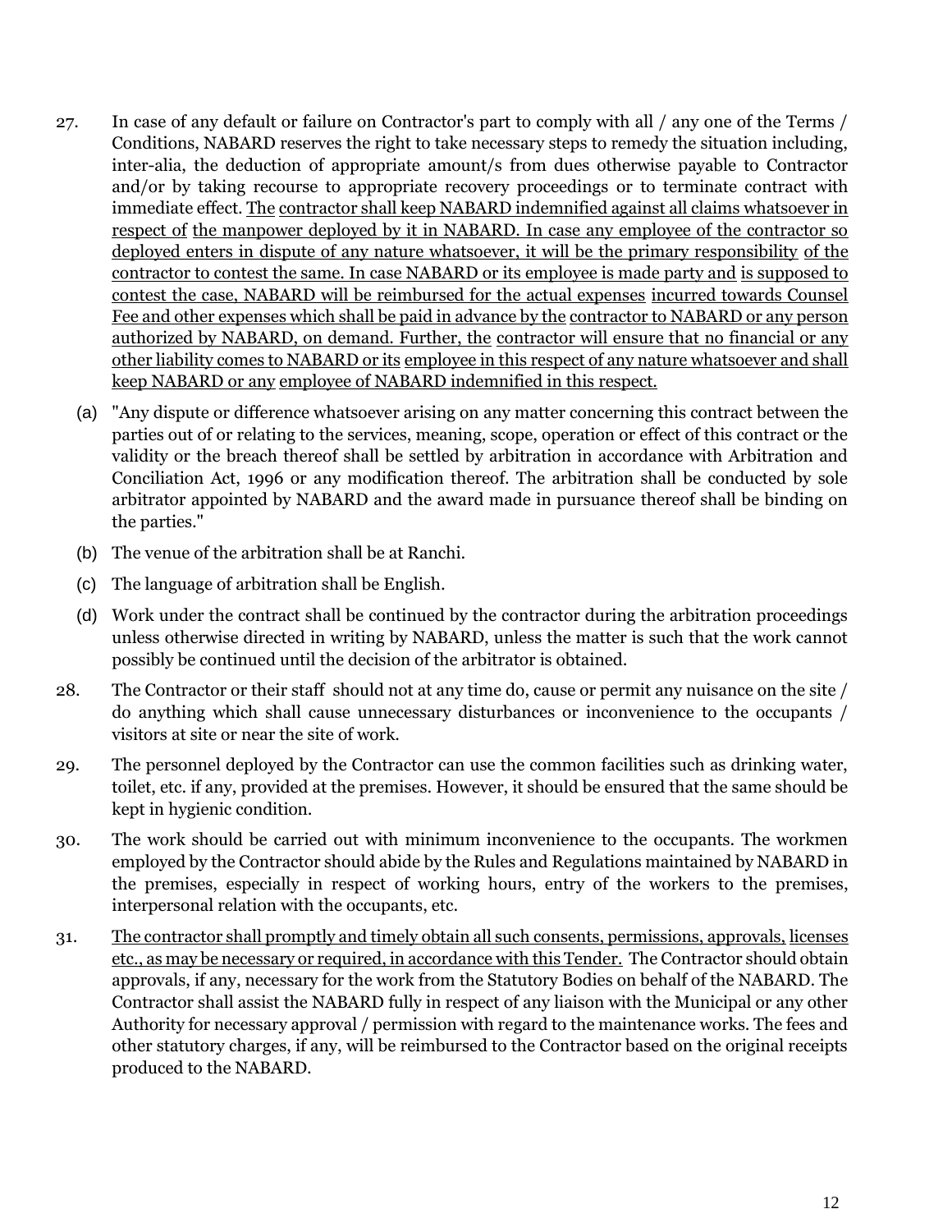27. In case of any default or failure on Contractor's part to comply with all / any one of the Terms / Conditions, NABARD reserves the right to take necessary steps to remedy the situation including, inter-alia, the deduction of appropriate amount/s from dues otherwise payable to Contractor and/or by taking recourse to appropriate recovery proceedings or to terminate contract with immediate effect. <u>The contractor shall keep NABARD indemnified against all claims whatsoever in respect of the manpower deployed by it in NABARD. In case any employee of the contractor so deployed enters in dispute of any nature whatsoever, it will be the primary responsibility of the contractor to contest the same. In case NABARD or its employee is made party and is supposed to contest the case, NABARD will be reimbursed for the actual expenses incurred towards Counsel Fee and other expenses which shall be paid in advance by the contractor to NABARD or any person authorized by NABARD, on demand. Further, the contractor will ensure that no financial or any other liability comes to NABARD or its employee in this respect of any nature whatsoever and shall keep NABARD or any employee of NABARD indemnified in this respect.</u>

    (a) "Any dispute or difference whatsoever arising on any matter concerning this contract between the parties out of or relating to the services, meaning, scope, operation or effect of this contract or the validity or the breach thereof shall be settled by arbitration in accordance with Arbitration and Conciliation Act, 1996 or any modification thereof. The arbitration shall be conducted by sole arbitrator appointed by NABARD and the award made in pursuance thereof shall be binding on the parties."

    (b) The venue of the arbitration shall be at Ranchi.

    (c) The language of arbitration shall be English.

    (d) Work under the contract shall be continued by the contractor during the arbitration proceedings unless otherwise directed in writing by NABARD, unless the matter is such that the work cannot possibly be continued until the decision of the arbitrator is obtained.

28. The Contractor or their staff should not at any time do, cause or permit any nuisance on the site / do anything which shall cause unnecessary disturbances or inconvenience to the occupants / visitors at site or near the site of work.

29. The personnel deployed by the Contractor can use the common facilities such as drinking water, toilet, etc. if any, provided at the premises. However, it should be ensured that the same should be kept in hygienic condition.

30. The work should be carried out with minimum inconvenience to the occupants. The workmen employed by the Contractor should abide by the Rules and Regulations maintained by NABARD in the premises, especially in respect of working hours, entry of the workers to the premises, interpersonal relation with the occupants, etc.

31. <u>The contractor shall promptly and timely obtain all such consents, permissions, approvals, licenses etc., as may be necessary or required, in accordance with this Tender.</u> The Contractor should obtain approvals, if any, necessary for the work from the Statutory Bodies on behalf of the NABARD. The Contractor shall assist the NABARD fully in respect of any liaison with the Municipal or any other Authority for necessary approval / permission with regard to the maintenance works. The fees and other statutory charges, if any, will be reimbursed to the Contractor based on the original receipts produced to the NABARD.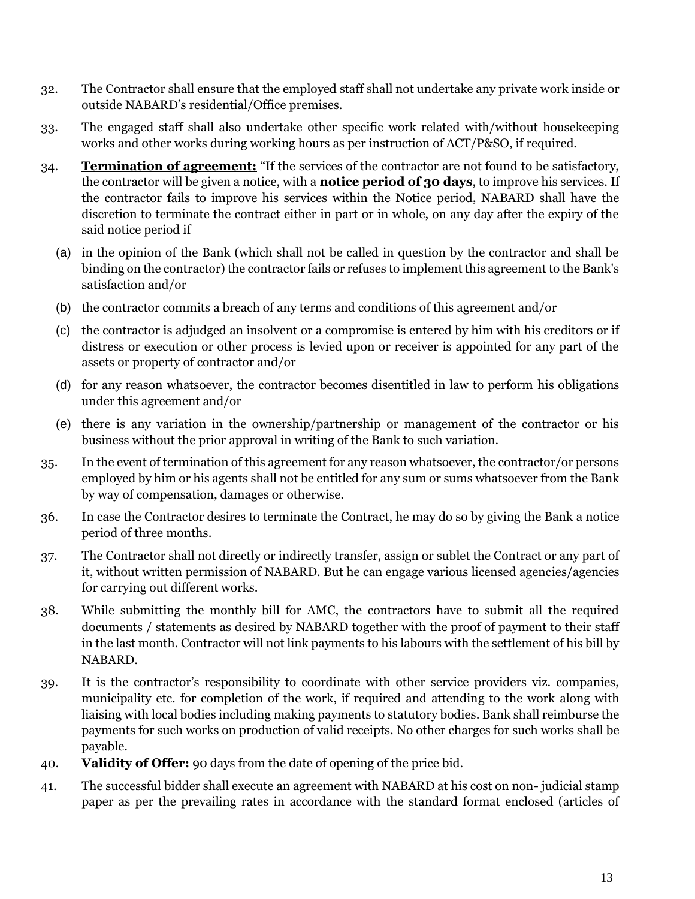32. The Contractor shall ensure that the employed staff shall not undertake any private work inside or outside NABARD's residential/Office premises.

33. The engaged staff shall also undertake other specific work related with/without housekeeping works and other works during working hours as per instruction of ACT/P&SO, if required.

34. **Termination of agreement:** "If the services of the contractor are not found to be satisfactory, the contractor will be given a notice, with a **notice period of 30 days**, to improve his services. If the contractor fails to improve his services within the Notice period, NABARD shall have the discretion to terminate the contract either in part or in whole, on any day after the expiry of the said notice period if

    (a) in the opinion of the Bank (which shall not be called in question by the contractor and shall be binding on the contractor) the contractor fails or refuses to implement this agreement to the Bank's satisfaction and/or

    (b) the contractor commits a breach of any terms and conditions of this agreement and/or

    (c) the contractor is adjudged an insolvent or a compromise is entered by him with his creditors or if distress or execution or other process is levied upon or receiver is appointed for any part of the assets or property of contractor and/or

    (d) for any reason whatsoever, the contractor becomes disentitled in law to perform his obligations under this agreement and/or

    (e) there is any variation in the ownership/partnership or management of the contractor or his business without the prior approval in writing of the Bank to such variation.

35. In the event of termination of this agreement for any reason whatsoever, the contractor/or persons employed by him or his agents shall not be entitled for any sum or sums whatsoever from the Bank by way of compensation, damages or otherwise.

36. In case the Contractor desires to terminate the Contract, he may do so by giving the Bank <u>a notice period of three months</u>.

37. The Contractor shall not directly or indirectly transfer, assign or sublet the Contract or any part of it, without written permission of NABARD. But he can engage various licensed agencies/agencies for carrying out different works.

38. While submitting the monthly bill for AMC, the contractors have to submit all the required documents / statements as desired by NABARD together with the proof of payment to their staff in the last month. Contractor will not link payments to his labours with the settlement of his bill by NABARD.

39. It is the contractor's responsibility to coordinate with other service providers viz. companies, municipality etc. for completion of the work, if required and attending to the work along with liaising with local bodies including making payments to statutory bodies. Bank shall reimburse the payments for such works on production of valid receipts. No other charges for such works shall be payable.

40. **Validity of Offer:** 90 days from the date of opening of the price bid.

41. The successful bidder shall execute an agreement with NABARD at his cost on non- judicial stamp paper as per the prevailing rates in accordance with the standard format enclosed (articles of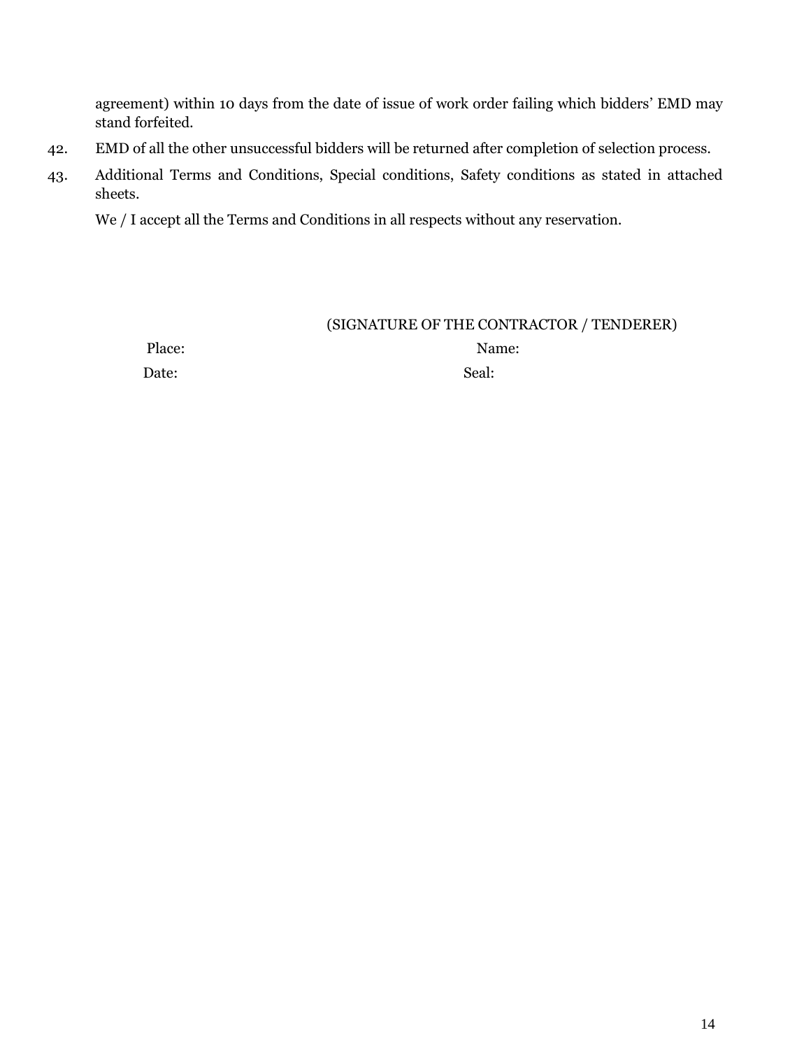agreement) within 10 days from the date of issue of work order failing which bidders' EMD may stand forfeited.

42. EMD of all the other unsuccessful bidders will be returned after completion of selection process.

43. Additional Terms and Conditions, Special conditions, Safety conditions as stated in attached sheets.

We / I accept all the Terms and Conditions in all respects without any reservation.

(SIGNATURE OF THE CONTRACTOR / TENDERER)

Place: Name:

Date: Seal: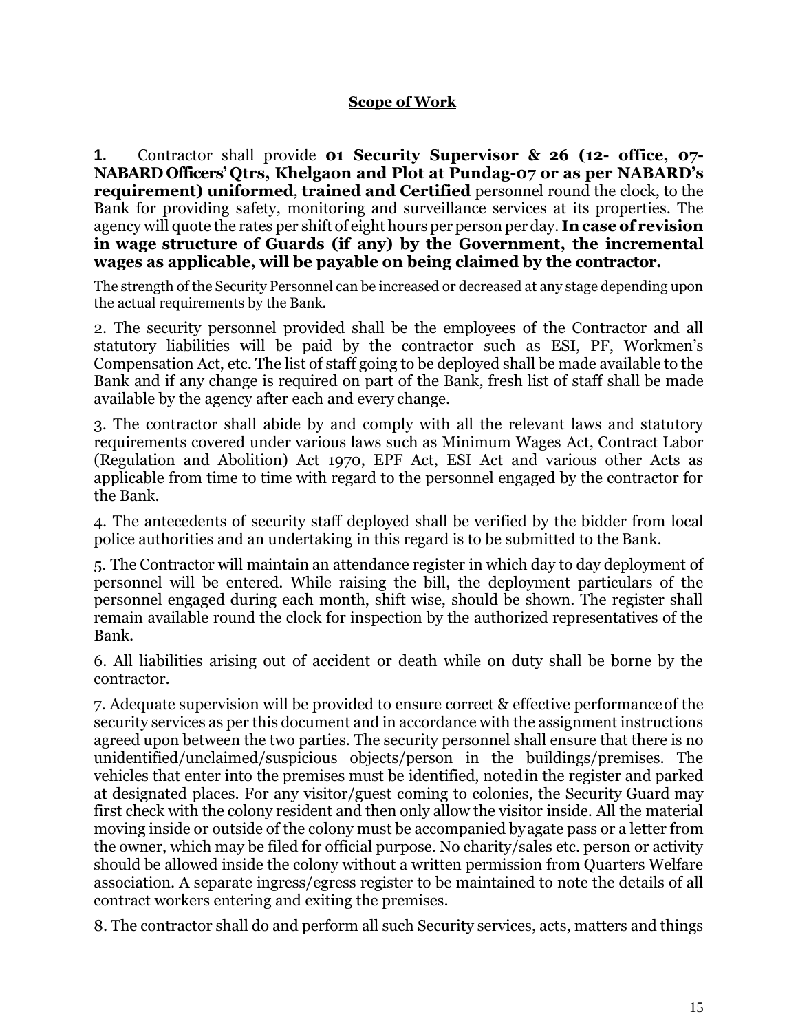## Scope of Work

**1.** Contractor shall provide **01 Security Supervisor & 26 (12- office, 07- NABARD Officers' Qtrs, Khelgaon and Plot at Pundag-07 or as per NABARD's requirement) uniformed**, **trained and Certified** personnel round the clock, to the Bank for providing safety, monitoring and surveillance services at its properties. The agency will quote the rates per shift of eight hours per person per day. **In case of revision in wage structure of Guards (if any) by the Government, the incremental wages as applicable, will be payable on being claimed by the contractor.**

The strength of the Security Personnel can be increased or decreased at any stage depending upon the actual requirements by the Bank.

2. The security personnel provided shall be the employees of the Contractor and all statutory liabilities will be paid by the contractor such as ESI, PF, Workmen's Compensation Act, etc. The list of staff going to be deployed shall be made available to the Bank and if any change is required on part of the Bank, fresh list of staff shall be made available by the agency after each and every change.

3. The contractor shall abide by and comply with all the relevant laws and statutory requirements covered under various laws such as Minimum Wages Act, Contract Labor (Regulation and Abolition) Act 1970, EPF Act, ESI Act and various other Acts as applicable from time to time with regard to the personnel engaged by the contractor for the Bank.

4. The antecedents of security staff deployed shall be verified by the bidder from local police authorities and an undertaking in this regard is to be submitted to the Bank.

5. The Contractor will maintain an attendance register in which day to day deployment of personnel will be entered. While raising the bill, the deployment particulars of the personnel engaged during each month, shift wise, should be shown. The register shall remain available round the clock for inspection by the authorized representatives of the Bank.

6. All liabilities arising out of accident or death while on duty shall be borne by the contractor.

7. Adequate supervision will be provided to ensure correct & effective performance of the security services as per this document and in accordance with the assignment instructions agreed upon between the two parties. The security personnel shall ensure that there is no unidentified/unclaimed/suspicious objects/person in the buildings/premises. The vehicles that enter into the premises must be identified, noted in the register and parked at designated places. For any visitor/guest coming to colonies, the Security Guard may first check with the colony resident and then only allow the visitor inside. All the material moving inside or outside of the colony must be accompanied by agate pass or a letter from the owner, which may be filed for official purpose. No charity/sales etc. person or activity should be allowed inside the colony without a written permission from Quarters Welfare association. A separate ingress/egress register to be maintained to note the details of all contract workers entering and exiting the premises.

8. The contractor shall do and perform all such Security services, acts, matters and things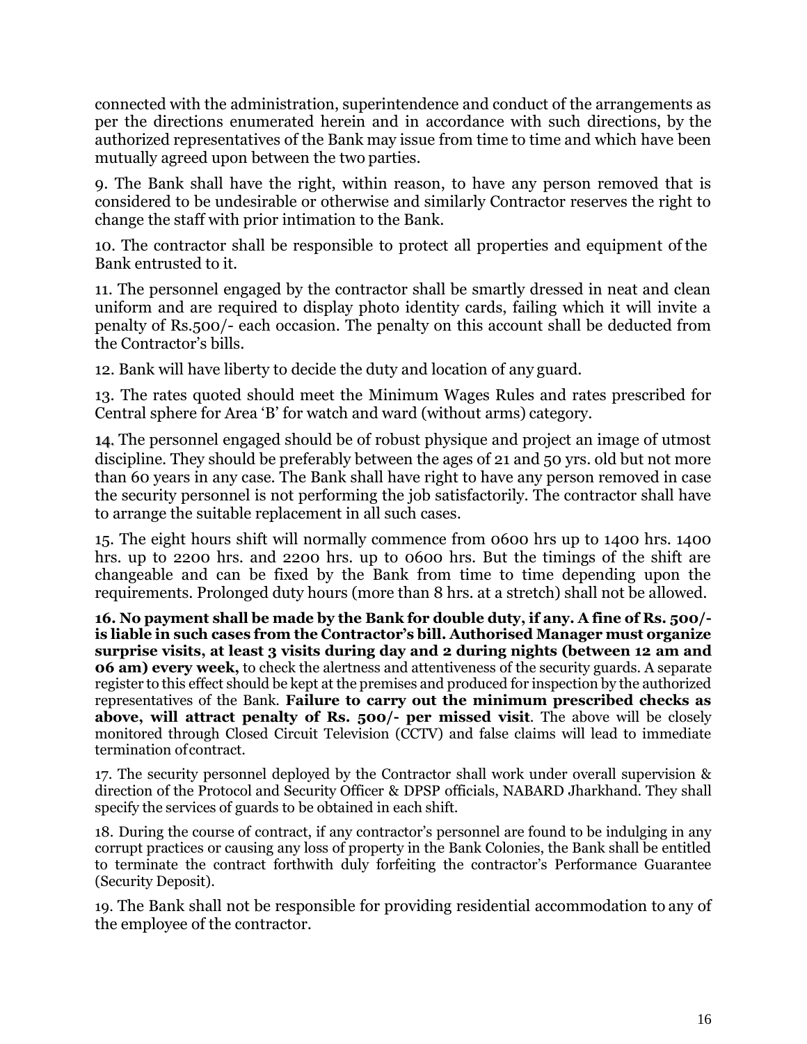connected with the administration, superintendence and conduct of the arrangements as per the directions enumerated herein and in accordance with such directions, by the authorized representatives of the Bank may issue from time to time and which have been mutually agreed upon between the two parties.

9. The Bank shall have the right, within reason, to have any person removed that is considered to be undesirable or otherwise and similarly Contractor reserves the right to change the staff with prior intimation to the Bank.

10. The contractor shall be responsible to protect all properties and equipment of the Bank entrusted to it.

11. The personnel engaged by the contractor shall be smartly dressed in neat and clean uniform and are required to display photo identity cards, failing which it will invite a penalty of Rs.500/- each occasion. The penalty on this account shall be deducted from the Contractor's bills.

12. Bank will have liberty to decide the duty and location of any guard.

13. The rates quoted should meet the Minimum Wages Rules and rates prescribed for Central sphere for Area 'B' for watch and ward (without arms) category.

14. The personnel engaged should be of robust physique and project an image of utmost discipline. They should be preferably between the ages of 21 and 50 yrs. old but not more than 60 years in any case. The Bank shall have right to have any person removed in case the security personnel is not performing the job satisfactorily. The contractor shall have to arrange the suitable replacement in all such cases.

15. The eight hours shift will normally commence from 0600 hrs up to 1400 hrs. 1400 hrs. up to 2200 hrs. and 2200 hrs. up to 0600 hrs. But the timings of the shift are changeable and can be fixed by the Bank from time to time depending upon the requirements. Prolonged duty hours (more than 8 hrs. at a stretch) shall not be allowed.

**16. No payment shall be made by the Bank for double duty, if any. A fine of Rs. 500/- is liable in such cases from the Contractor's bill. Authorised Manager must organize surprise visits, at least 3 visits during day and 2 during nights (between 12 am and 06 am) every week,** to check the alertness and attentiveness of the security guards. A separate register to this effect should be kept at the premises and produced for inspection by the authorized representatives of the Bank. **Failure to carry out the minimum prescribed checks as above, will attract penalty of Rs. 500/- per missed visit**. The above will be closely monitored through Closed Circuit Television (CCTV) and false claims will lead to immediate termination of contract.

17. The security personnel deployed by the Contractor shall work under overall supervision & direction of the Protocol and Security Officer & DPSP officials, NABARD Jharkhand. They shall specify the services of guards to be obtained in each shift.

18. During the course of contract, if any contractor's personnel are found to be indulging in any corrupt practices or causing any loss of property in the Bank Colonies, the Bank shall be entitled to terminate the contract forthwith duly forfeiting the contractor's Performance Guarantee (Security Deposit).

19. The Bank shall not be responsible for providing residential accommodation to any of the employee of the contractor.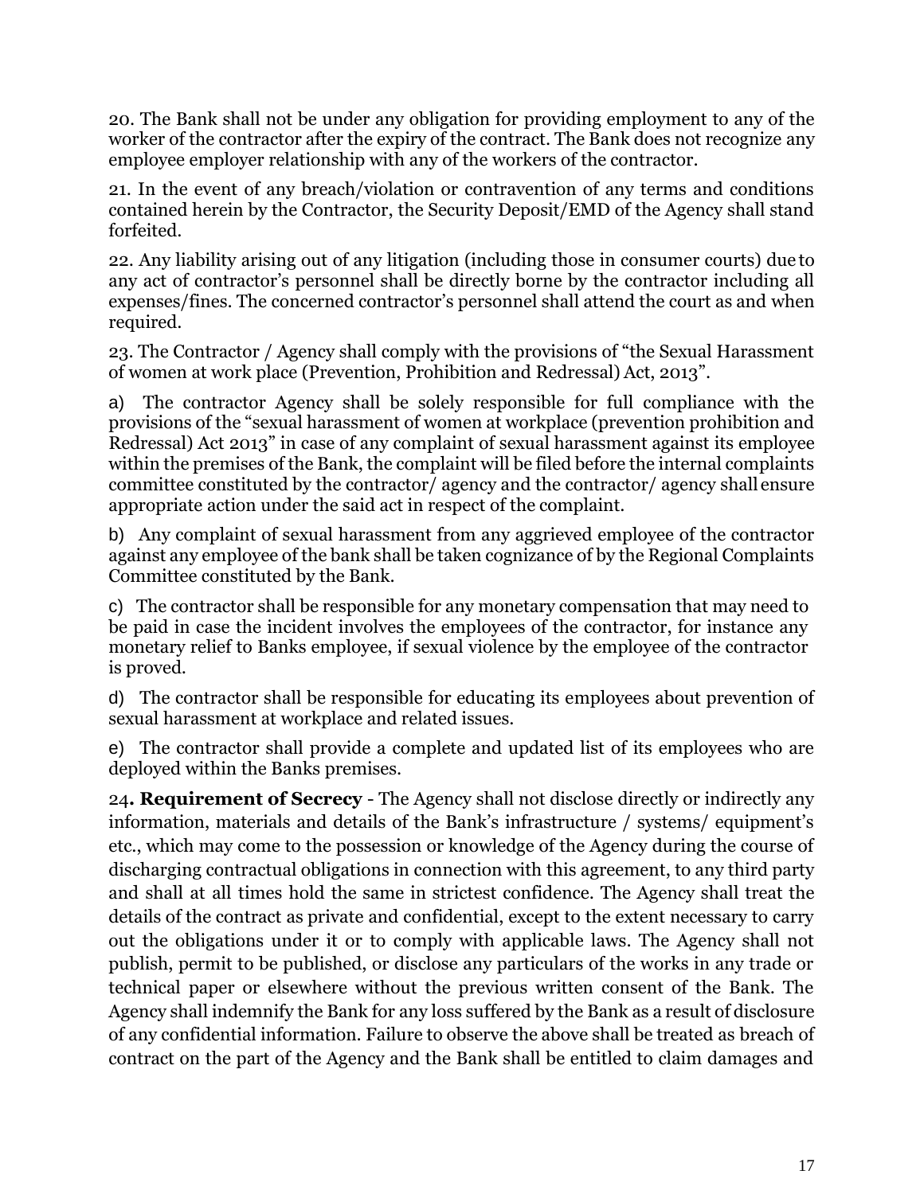20. The Bank shall not be under any obligation for providing employment to any of the worker of the contractor after the expiry of the contract. The Bank does not recognize any employee employer relationship with any of the workers of the contractor.

21. In the event of any breach/violation or contravention of any terms and conditions contained herein by the Contractor, the Security Deposit/EMD of the Agency shall stand forfeited.

22. Any liability arising out of any litigation (including those in consumer courts) due to any act of contractor's personnel shall be directly borne by the contractor including all expenses/fines. The concerned contractor's personnel shall attend the court as and when required.

23. The Contractor / Agency shall comply with the provisions of "the Sexual Harassment of women at work place (Prevention, Prohibition and Redressal) Act, 2013".

a) The contractor Agency shall be solely responsible for full compliance with the provisions of the "sexual harassment of women at workplace (prevention prohibition and Redressal) Act 2013" in case of any complaint of sexual harassment against its employee within the premises of the Bank, the complaint will be filed before the internal complaints committee constituted by the contractor/ agency and the contractor/ agency shall ensure appropriate action under the said act in respect of the complaint.

b) Any complaint of sexual harassment from any aggrieved employee of the contractor against any employee of the bank shall be taken cognizance of by the Regional Complaints Committee constituted by the Bank.

c) The contractor shall be responsible for any monetary compensation that may need to be paid in case the incident involves the employees of the contractor, for instance any monetary relief to Banks employee, if sexual violence by the employee of the contractor is proved.

d) The contractor shall be responsible for educating its employees about prevention of sexual harassment at workplace and related issues.

e) The contractor shall provide a complete and updated list of its employees who are deployed within the Banks premises.

24**. Requirement of Secrecy** - The Agency shall not disclose directly or indirectly any information, materials and details of the Bank's infrastructure / systems/ equipment's etc., which may come to the possession or knowledge of the Agency during the course of discharging contractual obligations in connection with this agreement, to any third party and shall at all times hold the same in strictest confidence. The Agency shall treat the details of the contract as private and confidential, except to the extent necessary to carry out the obligations under it or to comply with applicable laws. The Agency shall not publish, permit to be published, or disclose any particulars of the works in any trade or technical paper or elsewhere without the previous written consent of the Bank. The Agency shall indemnify the Bank for any loss suffered by the Bank as a result of disclosure of any confidential information. Failure to observe the above shall be treated as breach of contract on the part of the Agency and the Bank shall be entitled to claim damages and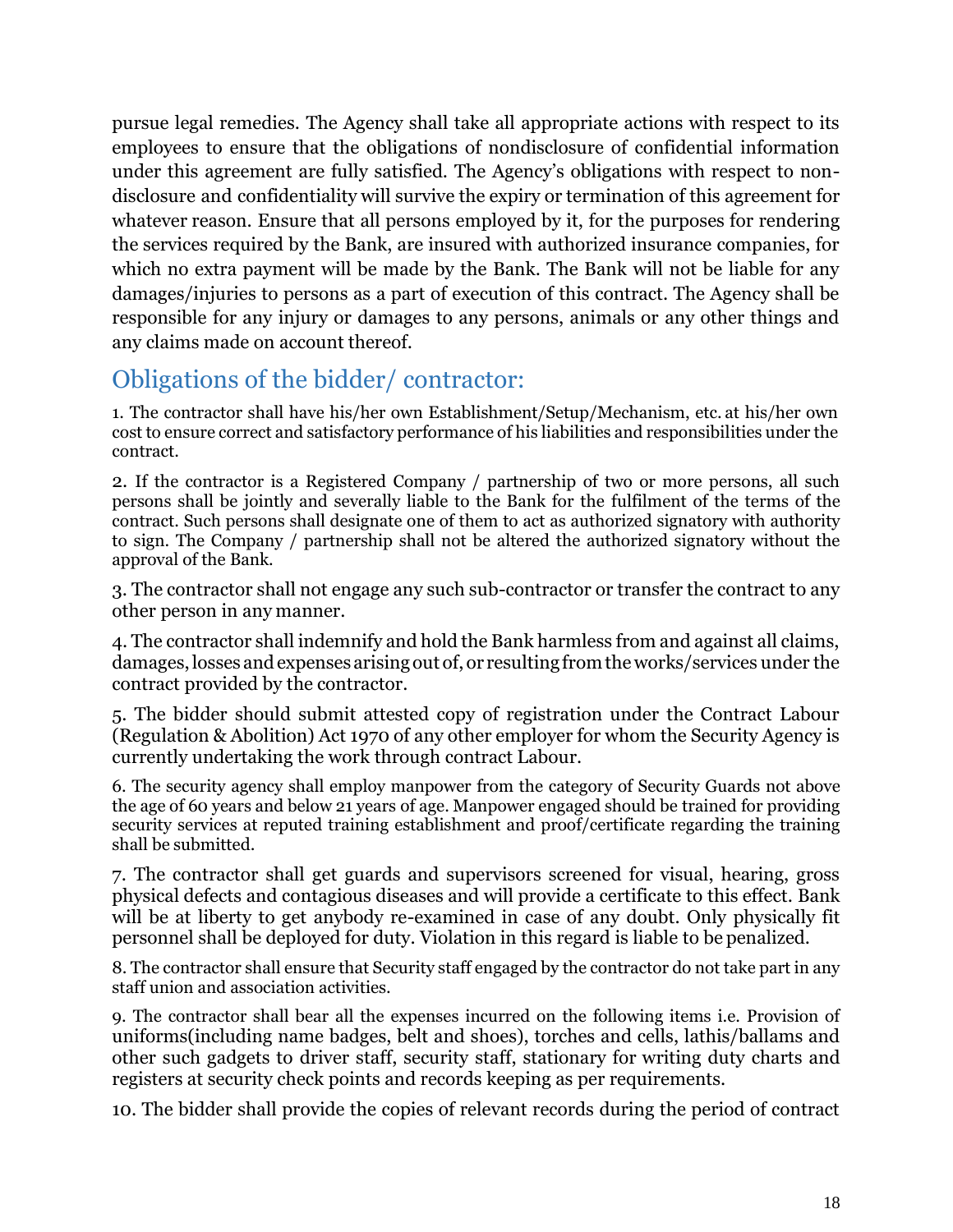pursue legal remedies. The Agency shall take all appropriate actions with respect to its employees to ensure that the obligations of nondisclosure of confidential information under this agreement are fully satisfied. The Agency's obligations with respect to non-disclosure and confidentiality will survive the expiry or termination of this agreement for whatever reason. Ensure that all persons employed by it, for the purposes for rendering the services required by the Bank, are insured with authorized insurance companies, for which no extra payment will be made by the Bank. The Bank will not be liable for any damages/injuries to persons as a part of execution of this contract. The Agency shall be responsible for any injury or damages to any persons, animals or any other things and any claims made on account thereof.

## Obligations of the bidder/ contractor:

1. The contractor shall have his/her own Establishment/Setup/Mechanism, etc. at his/her own cost to ensure correct and satisfactory performance of his liabilities and responsibilities under the contract.

2. If the contractor is a Registered Company / partnership of two or more persons, all such persons shall be jointly and severally liable to the Bank for the fulfilment of the terms of the contract. Such persons shall designate one of them to act as authorized signatory with authority to sign. The Company / partnership shall not be altered the authorized signatory without the approval of the Bank.

3. The contractor shall not engage any such sub-contractor or transfer the contract to any other person in any manner.

4. The contractor shall indemnify and hold the Bank harmless from and against all claims, damages, losses and expenses arising out of, or resulting from the works/services under the contract provided by the contractor.

5. The bidder should submit attested copy of registration under the Contract Labour (Regulation & Abolition) Act 1970 of any other employer for whom the Security Agency is currently undertaking the work through contract Labour.

6. The security agency shall employ manpower from the category of Security Guards not above the age of 60 years and below 21 years of age. Manpower engaged should be trained for providing security services at reputed training establishment and proof/certificate regarding the training shall be submitted.

7. The contractor shall get guards and supervisors screened for visual, hearing, gross physical defects and contagious diseases and will provide a certificate to this effect. Bank will be at liberty to get anybody re-examined in case of any doubt. Only physically fit personnel shall be deployed for duty. Violation in this regard is liable to be penalized.

8. The contractor shall ensure that Security staff engaged by the contractor do not take part in any staff union and association activities.

9. The contractor shall bear all the expenses incurred on the following items i.e. Provision of uniforms(including name badges, belt and shoes), torches and cells, lathis/ballams and other such gadgets to driver staff, security staff, stationary for writing duty charts and registers at security check points and records keeping as per requirements.

10. The bidder shall provide the copies of relevant records during the period of contract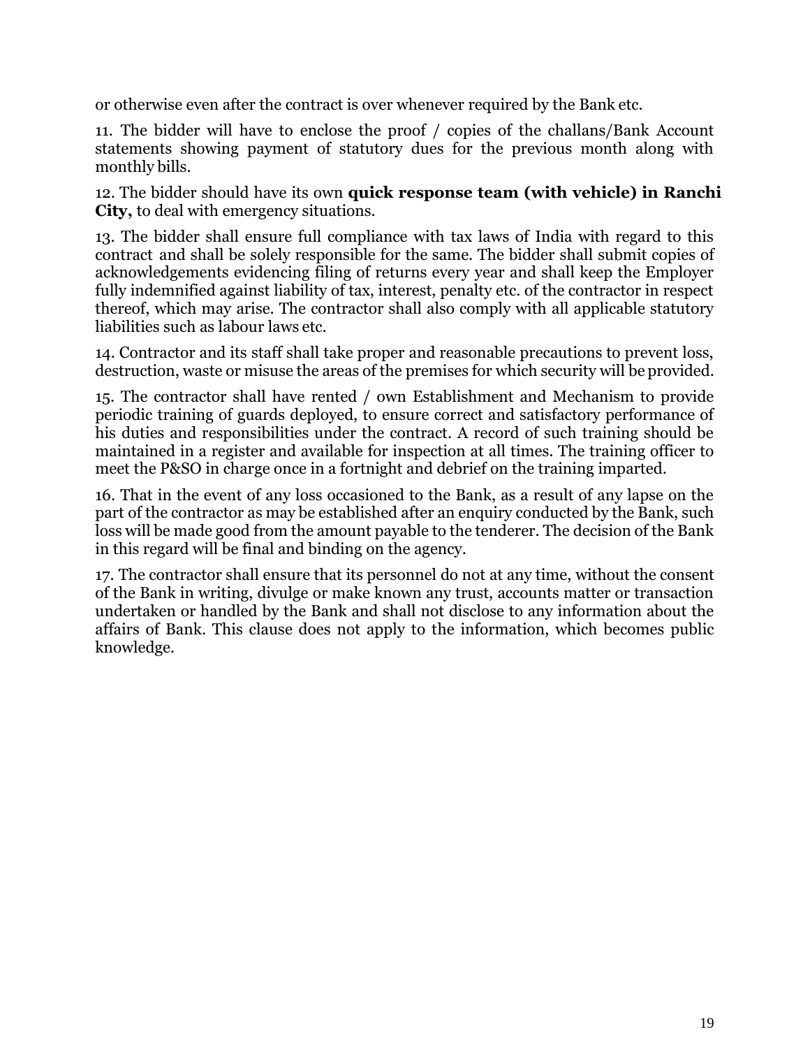or otherwise even after the contract is over whenever required by the Bank etc.

11. The bidder will have to enclose the proof / copies of the challans/Bank Account statements showing payment of statutory dues for the previous month along with monthly bills.

12. The bidder should have its own **quick response team (with vehicle) in Ranchi City,** to deal with emergency situations.

13. The bidder shall ensure full compliance with tax laws of India with regard to this contract and shall be solely responsible for the same. The bidder shall submit copies of acknowledgements evidencing filing of returns every year and shall keep the Employer fully indemnified against liability of tax, interest, penalty etc. of the contractor in respect thereof, which may arise. The contractor shall also comply with all applicable statutory liabilities such as labour laws etc.

14. Contractor and its staff shall take proper and reasonable precautions to prevent loss, destruction, waste or misuse the areas of the premises for which security will be provided.

15. The contractor shall have rented / own Establishment and Mechanism to provide periodic training of guards deployed, to ensure correct and satisfactory performance of his duties and responsibilities under the contract. A record of such training should be maintained in a register and available for inspection at all times. The training officer to meet the P&SO in charge once in a fortnight and debrief on the training imparted.

16. That in the event of any loss occasioned to the Bank, as a result of any lapse on the part of the contractor as may be established after an enquiry conducted by the Bank, such loss will be made good from the amount payable to the tenderer. The decision of the Bank in this regard will be final and binding on the agency.

17. The contractor shall ensure that its personnel do not at any time, without the consent of the Bank in writing, divulge or make known any trust, accounts matter or transaction undertaken or handled by the Bank and shall not disclose to any information about the affairs of Bank. This clause does not apply to the information, which becomes public knowledge.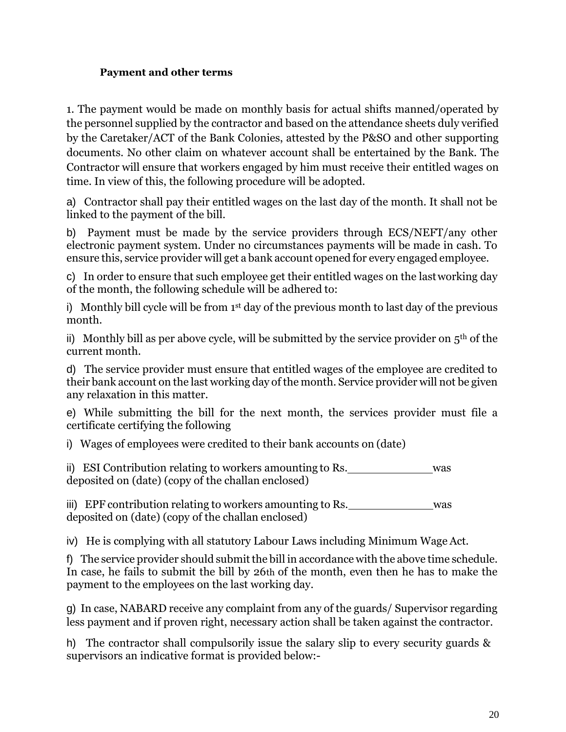**Payment and other terms**

1. The payment would be made on monthly basis for actual shifts manned/operated by the personnel supplied by the contractor and based on the attendance sheets duly verified by the Caretaker/ACT of the Bank Colonies, attested by the P&SO and other supporting documents. No other claim on whatever account shall be entertained by the Bank. The Contractor will ensure that workers engaged by him must receive their entitled wages on time. In view of this, the following procedure will be adopted.

a) Contractor shall pay their entitled wages on the last day of the month. It shall not be linked to the payment of the bill.

b) Payment must be made by the service providers through ECS/NEFT/any other electronic payment system. Under no circumstances payments will be made in cash. To ensure this, service provider will get a bank account opened for every engaged employee.

c) In order to ensure that such employee get their entitled wages on the last working day of the month, the following schedule will be adhered to:

i) Monthly bill cycle will be from 1st day of the previous month to last day of the previous month.

ii) Monthly bill as per above cycle, will be submitted by the service provider on 5th of the current month.

d) The service provider must ensure that entitled wages of the employee are credited to their bank account on the last working day of the month. Service provider will not be given any relaxation in this matter.

e) While submitting the bill for the next month, the services provider must file a certificate certifying the following

i) Wages of employees were credited to their bank accounts on (date)

ii) ESI Contribution relating to workers amounting to Rs.____________ was deposited on (date) (copy of the challan enclosed)

iii) EPF contribution relating to workers amounting to Rs.____________ was deposited on (date) (copy of the challan enclosed)

iv) He is complying with all statutory Labour Laws including Minimum Wage Act.

f) The service provider should submit the bill in accordance with the above time schedule. In case, he fails to submit the bill by 26th of the month, even then he has to make the payment to the employees on the last working day.

g) In case, NABARD receive any complaint from any of the guards/ Supervisor regarding less payment and if proven right, necessary action shall be taken against the contractor.

h) The contractor shall compulsorily issue the salary slip to every security guards & supervisors an indicative format is provided below:-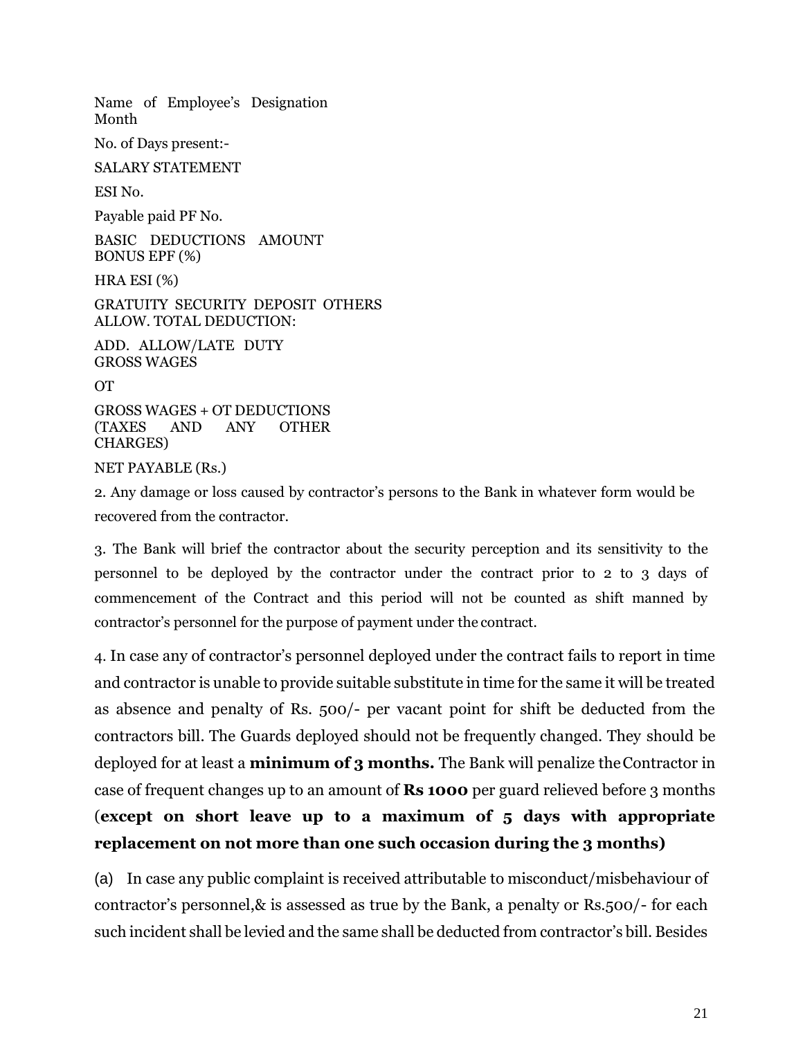Name of Employee's Designation Month

No. of Days present:-

SALARY STATEMENT

ESI No.

Payable paid PF No.

BASIC DEDUCTIONS AMOUNT BONUS EPF (%)

HRA ESI (%)

GRATUITY SECURITY DEPOSIT OTHERS ALLOW. TOTAL DEDUCTION:

ADD. ALLOW/LATE DUTY GROSS WAGES

OT

GROSS WAGES + OT DEDUCTIONS (TAXES AND ANY OTHER CHARGES)

NET PAYABLE (Rs.)

2. Any damage or loss caused by contractor's persons to the Bank in whatever form would be recovered from the contractor.

3. The Bank will brief the contractor about the security perception and its sensitivity to the personnel to be deployed by the contractor under the contract prior to 2 to 3 days of commencement of the Contract and this period will not be counted as shift manned by contractor's personnel for the purpose of payment under the contract.

4. In case any of contractor's personnel deployed under the contract fails to report in time and contractor is unable to provide suitable substitute in time for the same it will be treated as absence and penalty of Rs. 500/- per vacant point for shift be deducted from the contractors bill. The Guards deployed should not be frequently changed. They should be deployed for at least a **minimum of 3 months.** The Bank will penalize the Contractor in case of frequent changes up to an amount of **Rs 1000** per guard relieved before 3 months (**except on short leave up to a maximum of 5 days with appropriate replacement on not more than one such occasion during the 3 months)**

(a) In case any public complaint is received attributable to misconduct/misbehaviour of contractor's personnel,& is assessed as true by the Bank, a penalty or Rs.500/- for each such incident shall be levied and the same shall be deducted from contractor's bill. Besides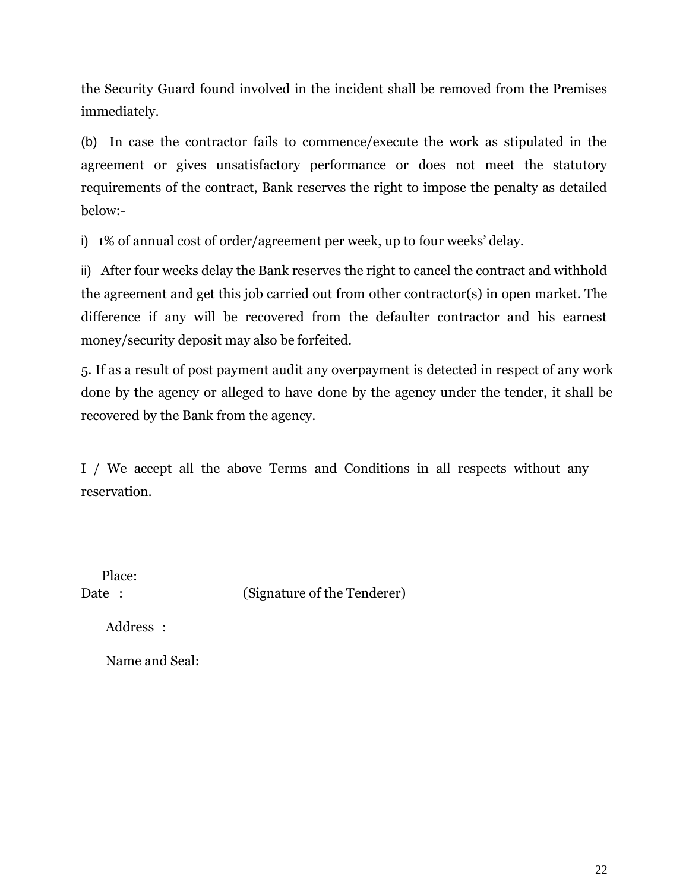the Security Guard found involved in the incident shall be removed from the Premises immediately.

(b) In case the contractor fails to commence/execute the work as stipulated in the agreement or gives unsatisfactory performance or does not meet the statutory requirements of the contract, Bank reserves the right to impose the penalty as detailed below:-

i) 1% of annual cost of order/agreement per week, up to four weeks' delay.

ii) After four weeks delay the Bank reserves the right to cancel the contract and withhold the agreement and get this job carried out from other contractor(s) in open market. The difference if any will be recovered from the defaulter contractor and his earnest money/security deposit may also be forfeited.

5. If as a result of post payment audit any overpayment is detected in respect of any work done by the agency or alleged to have done by the agency under the tender, it shall be recovered by the Bank from the agency.

I / We accept all the above Terms and Conditions in all respects without any reservation.

Place:

Date :                                  (Signature of the Tenderer)

Address :

Name and Seal: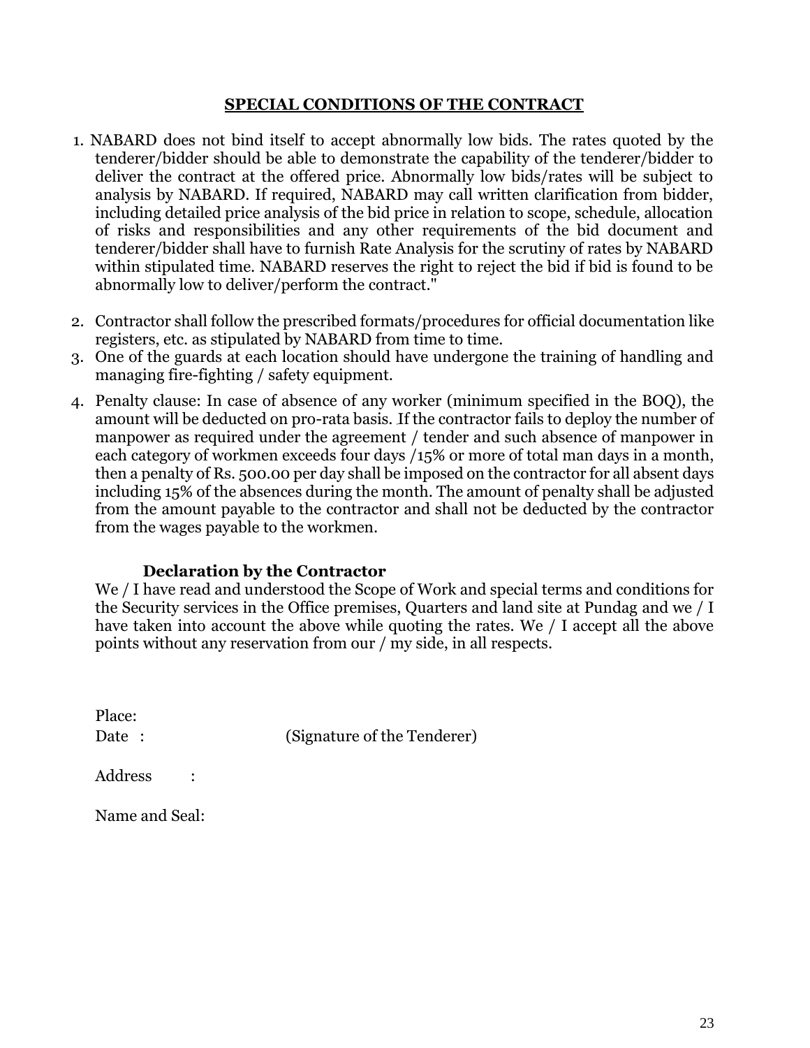## SPECIAL CONDITIONS OF THE CONTRACT

1. NABARD does not bind itself to accept abnormally low bids. The rates quoted by the tenderer/bidder should be able to demonstrate the capability of the tenderer/bidder to deliver the contract at the offered price. Abnormally low bids/rates will be subject to analysis by NABARD. If required, NABARD may call written clarification from bidder, including detailed price analysis of the bid price in relation to scope, schedule, allocation of risks and responsibilities and any other requirements of the bid document and tenderer/bidder shall have to furnish Rate Analysis for the scrutiny of rates by NABARD within stipulated time. NABARD reserves the right to reject the bid if bid is found to be abnormally low to deliver/perform the contract."

2. Contractor shall follow the prescribed formats/procedures for official documentation like registers, etc. as stipulated by NABARD from time to time.
3. One of the guards at each location should have undergone the training of handling and managing fire-fighting / safety equipment.
4. Penalty clause: In case of absence of any worker (minimum specified in the BOQ), the amount will be deducted on pro-rata basis. If the contractor fails to deploy the number of manpower as required under the agreement / tender and such absence of manpower in each category of workmen exceeds four days /15% or more of total man days in a month, then a penalty of Rs. 500.00 per day shall be imposed on the contractor for all absent days including 15% of the absences during the month. The amount of penalty shall be adjusted from the amount payable to the contractor and shall not be deducted by the contractor from the wages payable to the workmen.

**Declaration by the Contractor**

We / I have read and understood the Scope of Work and special terms and conditions for the Security services in the Office premises, Quarters and land site at Pundag and we / I have taken into account the above while quoting the rates. We / I accept all the above points without any reservation from our / my side, in all respects.

Place:

Date :                    (Signature of the Tenderer)

Address :

Name and Seal: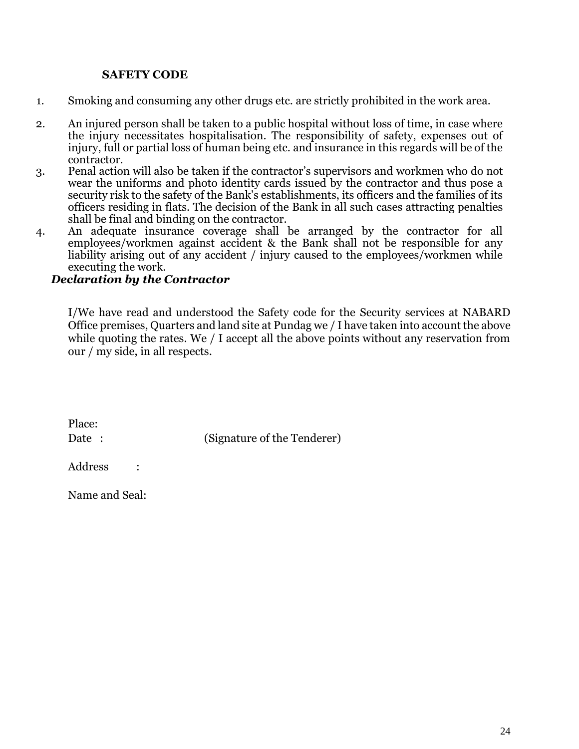## SAFETY CODE

1. Smoking and consuming any other drugs etc. are strictly prohibited in the work area.
2. An injured person shall be taken to a public hospital without loss of time, in case where the injury necessitates hospitalisation. The responsibility of safety, expenses out of injury, full or partial loss of human being etc. and insurance in this regards will be of the contractor.
3. Penal action will also be taken if the contractor's supervisors and workmen who do not wear the uniforms and photo identity cards issued by the contractor and thus pose a security risk to the safety of the Bank's establishments, its officers and the families of its officers residing in flats. The decision of the Bank in all such cases attracting penalties shall be final and binding on the contractor.
4. An adequate insurance coverage shall be arranged by the contractor for all employees/workmen against accident & the Bank shall not be responsible for any liability arising out of any accident / injury caused to the employees/workmen while executing the work.

***Declaration by the Contractor***

I/We have read and understood the Safety code for the Security services at NABARD Office premises, Quarters and land site at Pundag we / I have taken into account the above while quoting the rates. We / I accept all the above points without any reservation from our / my side, in all respects.

Place:

Date : (Signature of the Tenderer)

Address :

Name and Seal: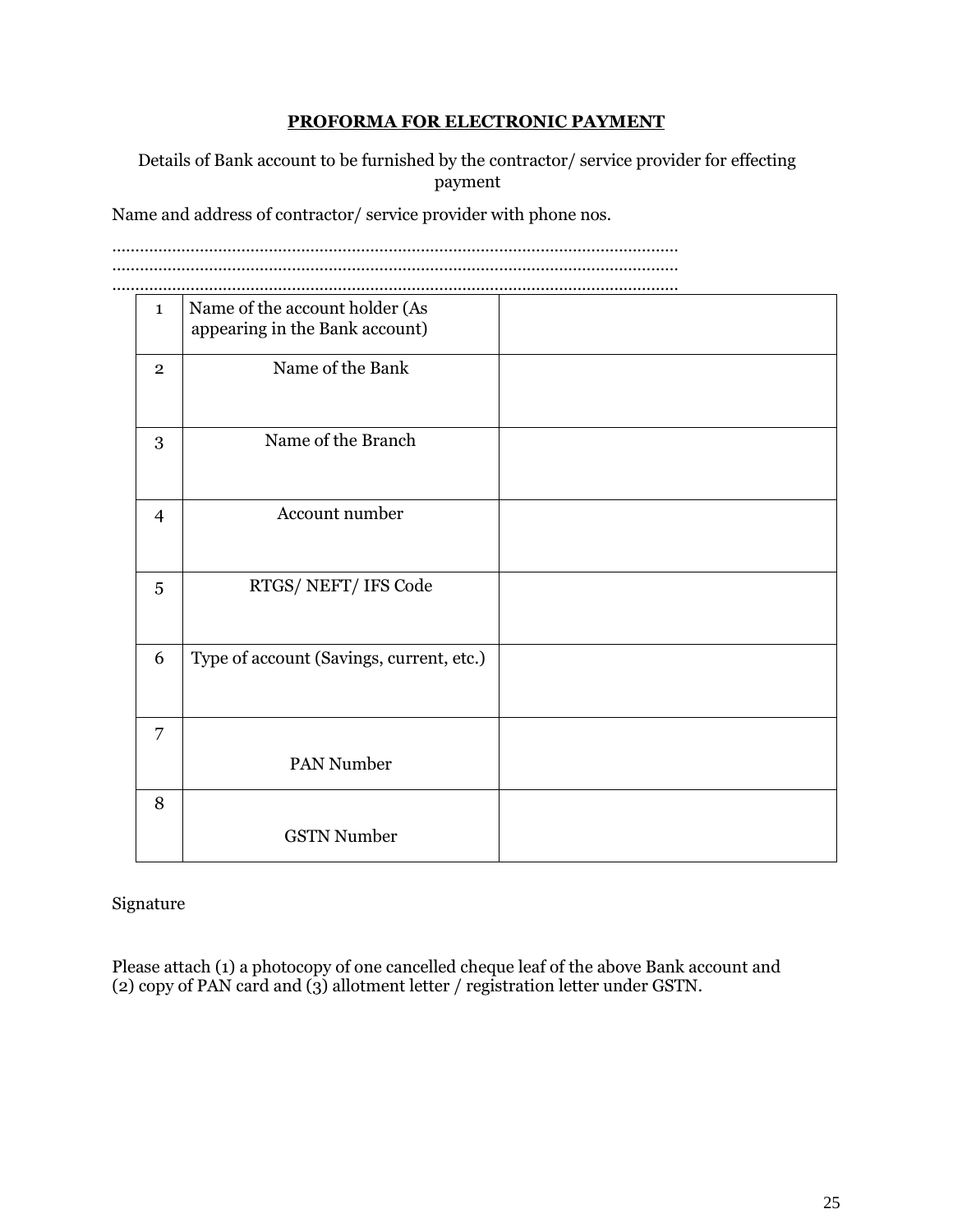**PROFORMA FOR ELECTRONIC PAYMENT**

Details of Bank account to be furnished by the contractor/ service provider for effecting payment

Name and address of contractor/ service provider with phone nos.

..........................................................................................................................
..........................................................................................................................
..........................................................................................................................

| | | |
|---|---|---|
| 1 | Name of the account holder (As appearing in the Bank account) | |
| 2 | Name of the Bank | |
| 3 | Name of the Branch | |
| 4 | Account number | |
| 5 | RTGS/ NEFT/ IFS Code | |
| 6 | Type of account (Savings, current, etc.) | |
| 7 | PAN Number | |
| 8 | GSTN Number | |

Signature

Please attach (1) a photocopy of one cancelled cheque leaf of the above Bank account and (2) copy of PAN card and (3) allotment letter / registration letter under GSTN.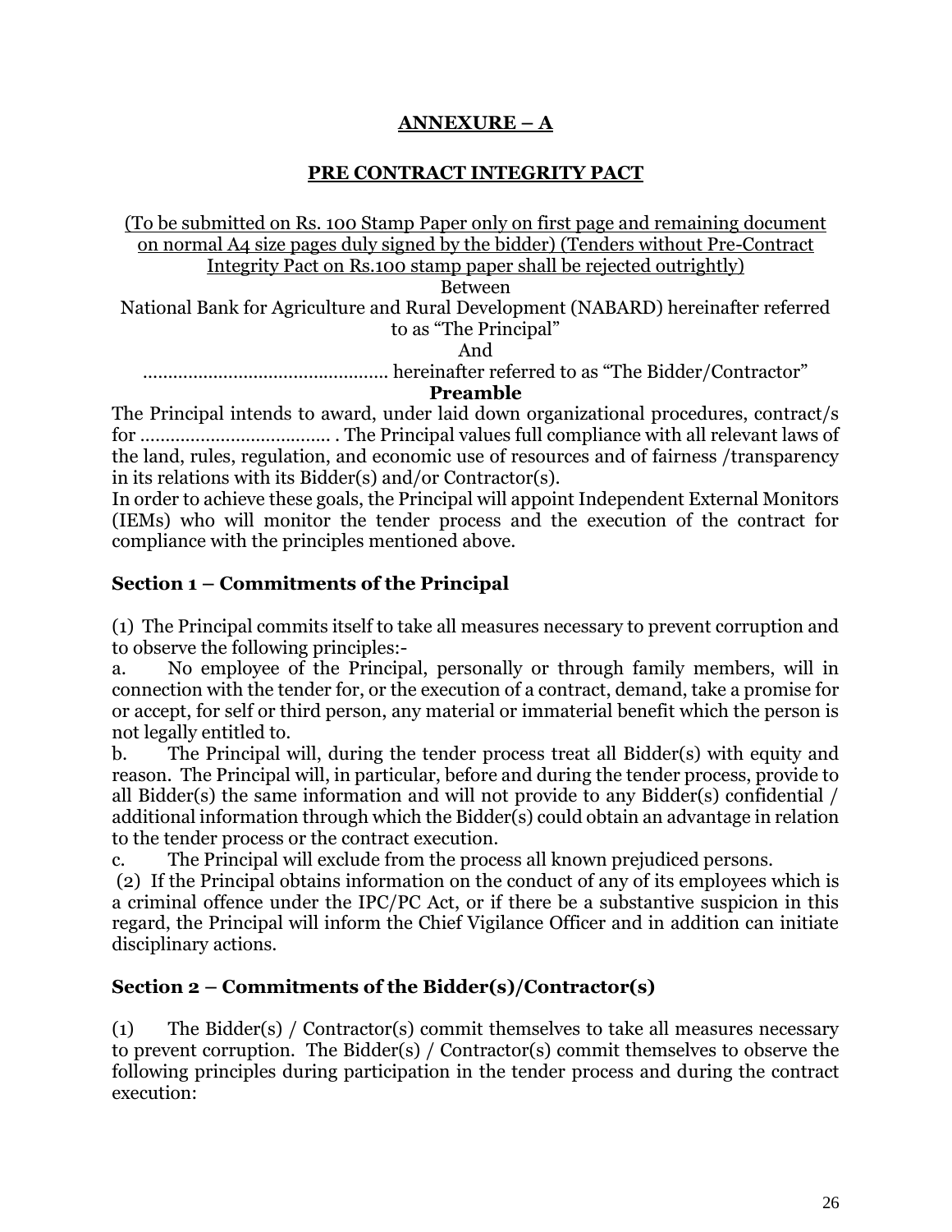## ANNEXURE – A

## PRE CONTRACT INTEGRITY PACT

<u>(To be submitted on Rs. 100 Stamp Paper only on first page and remaining document on normal A4 size pages duly signed by the bidder) (Tenders without Pre-Contract Integrity Pact on Rs.100 stamp paper shall be rejected outrightly)</u>

Between

National Bank for Agriculture and Rural Development (NABARD) hereinafter referred to as "The Principal"

And

................................................ hereinafter referred to as "The Bidder/Contractor"

**Preamble**

The Principal intends to award, under laid down organizational procedures, contract/s for ..................................... . The Principal values full compliance with all relevant laws of the land, rules, regulation, and economic use of resources and of fairness /transparency in its relations with its Bidder(s) and/or Contractor(s).

In order to achieve these goals, the Principal will appoint Independent External Monitors (IEMs) who will monitor the tender process and the execution of the contract for compliance with the principles mentioned above.

### Section 1 – Commitments of the Principal

(1) The Principal commits itself to take all measures necessary to prevent corruption and to observe the following principles:-

a. No employee of the Principal, personally or through family members, will in connection with the tender for, or the execution of a contract, demand, take a promise for or accept, for self or third person, any material or immaterial benefit which the person is not legally entitled to.

b. The Principal will, during the tender process treat all Bidder(s) with equity and reason. The Principal will, in particular, before and during the tender process, provide to all Bidder(s) the same information and will not provide to any Bidder(s) confidential / additional information through which the Bidder(s) could obtain an advantage in relation to the tender process or the contract execution.

c. The Principal will exclude from the process all known prejudiced persons.

(2) If the Principal obtains information on the conduct of any of its employees which is a criminal offence under the IPC/PC Act, or if there be a substantive suspicion in this regard, the Principal will inform the Chief Vigilance Officer and in addition can initiate disciplinary actions.

### Section 2 – Commitments of the Bidder(s)/Contractor(s)

(1) The Bidder(s) / Contractor(s) commit themselves to take all measures necessary to prevent corruption. The Bidder(s) / Contractor(s) commit themselves to observe the following principles during participation in the tender process and during the contract execution: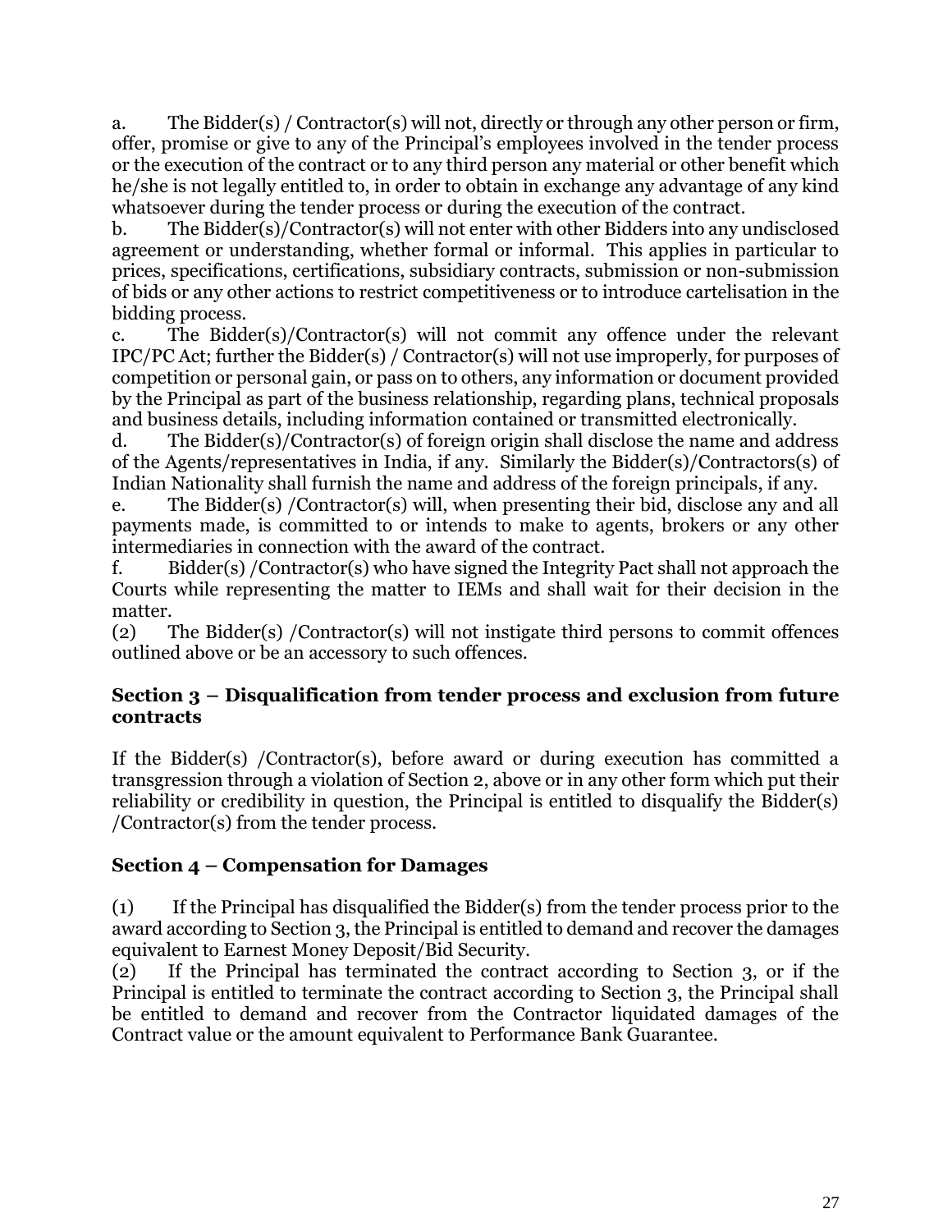a. The Bidder(s) / Contractor(s) will not, directly or through any other person or firm, offer, promise or give to any of the Principal's employees involved in the tender process or the execution of the contract or to any third person any material or other benefit which he/she is not legally entitled to, in order to obtain in exchange any advantage of any kind whatsoever during the tender process or during the execution of the contract.

b. The Bidder(s)/Contractor(s) will not enter with other Bidders into any undisclosed agreement or understanding, whether formal or informal. This applies in particular to prices, specifications, certifications, subsidiary contracts, submission or non-submission of bids or any other actions to restrict competitiveness or to introduce cartelisation in the bidding process.

c. The Bidder(s)/Contractor(s) will not commit any offence under the relevant IPC/PC Act; further the Bidder(s) / Contractor(s) will not use improperly, for purposes of competition or personal gain, or pass on to others, any information or document provided by the Principal as part of the business relationship, regarding plans, technical proposals and business details, including information contained or transmitted electronically.

d. The Bidder(s)/Contractor(s) of foreign origin shall disclose the name and address of the Agents/representatives in India, if any. Similarly the Bidder(s)/Contractors(s) of Indian Nationality shall furnish the name and address of the foreign principals, if any.

e. The Bidder(s) /Contractor(s) will, when presenting their bid, disclose any and all payments made, is committed to or intends to make to agents, brokers or any other intermediaries in connection with the award of the contract.

f. Bidder(s) /Contractor(s) who have signed the Integrity Pact shall not approach the Courts while representing the matter to IEMs and shall wait for their decision in the matter.

(2) The Bidder(s) /Contractor(s) will not instigate third persons to commit offences outlined above or be an accessory to such offences.

## Section 3 – Disqualification from tender process and exclusion from future contracts

If the Bidder(s) /Contractor(s), before award or during execution has committed a transgression through a violation of Section 2, above or in any other form which put their reliability or credibility in question, the Principal is entitled to disqualify the Bidder(s) /Contractor(s) from the tender process.

## Section 4 – Compensation for Damages

(1) If the Principal has disqualified the Bidder(s) from the tender process prior to the award according to Section 3, the Principal is entitled to demand and recover the damages equivalent to Earnest Money Deposit/Bid Security.

(2) If the Principal has terminated the contract according to Section 3, or if the Principal is entitled to terminate the contract according to Section 3, the Principal shall be entitled to demand and recover from the Contractor liquidated damages of the Contract value or the amount equivalent to Performance Bank Guarantee.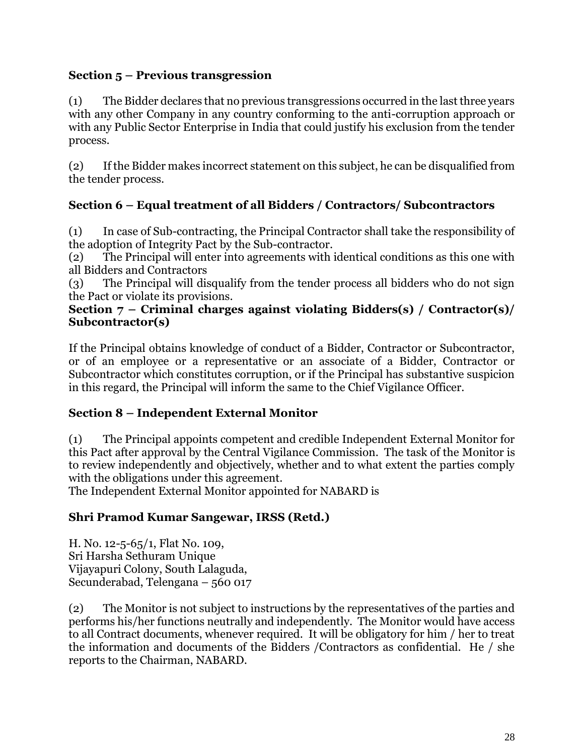### Section 5 – Previous transgression

(1) The Bidder declares that no previous transgressions occurred in the last three years with any other Company in any country conforming to the anti-corruption approach or with any Public Sector Enterprise in India that could justify his exclusion from the tender process.

(2) If the Bidder makes incorrect statement on this subject, he can be disqualified from the tender process.

### Section 6 – Equal treatment of all Bidders / Contractors/ Subcontractors

(1) In case of Sub-contracting, the Principal Contractor shall take the responsibility of the adoption of Integrity Pact by the Sub-contractor.
(2) The Principal will enter into agreements with identical conditions as this one with all Bidders and Contractors
(3) The Principal will disqualify from the tender process all bidders who do not sign the Pact or violate its provisions.

### Section 7 – Criminal charges against violating Bidders(s) / Contractor(s)/ Subcontractor(s)

If the Principal obtains knowledge of conduct of a Bidder, Contractor or Subcontractor, or of an employee or a representative or an associate of a Bidder, Contractor or Subcontractor which constitutes corruption, or if the Principal has substantive suspicion in this regard, the Principal will inform the same to the Chief Vigilance Officer.

### Section 8 – Independent External Monitor

(1) The Principal appoints competent and credible Independent External Monitor for this Pact after approval by the Central Vigilance Commission. The task of the Monitor is to review independently and objectively, whether and to what extent the parties comply with the obligations under this agreement.
The Independent External Monitor appointed for NABARD is

**Shri Pramod Kumar Sangewar, IRSS (Retd.)**

H. No. 12-5-65/1, Flat No. 109,
Sri Harsha Sethuram Unique
Vijayapuri Colony, South Lalaguda,
Secunderabad, Telengana – 560 017

(2) The Monitor is not subject to instructions by the representatives of the parties and performs his/her functions neutrally and independently. The Monitor would have access to all Contract documents, whenever required. It will be obligatory for him / her to treat the information and documents of the Bidders /Contractors as confidential. He / she reports to the Chairman, NABARD.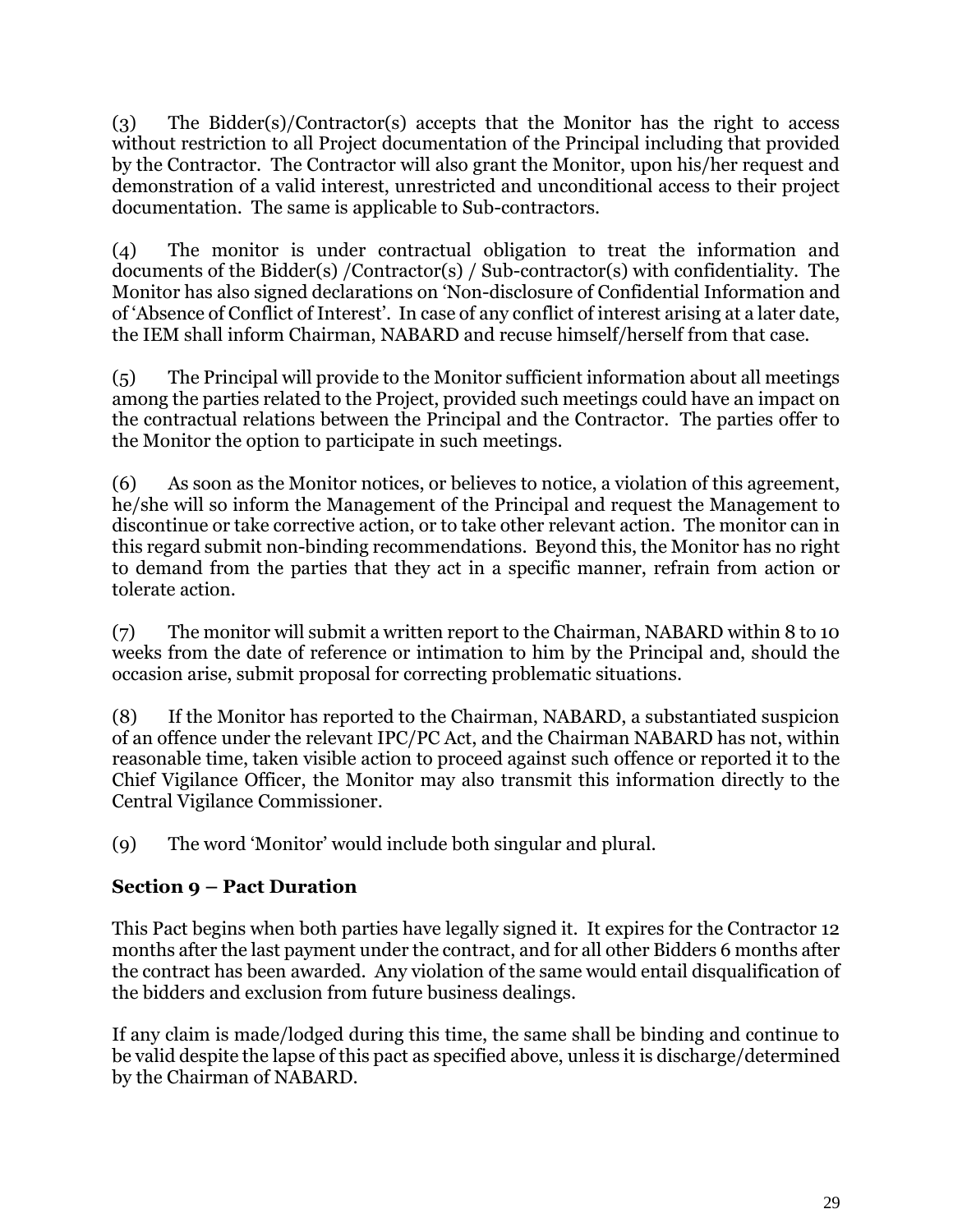(3) The Bidder(s)/Contractor(s) accepts that the Monitor has the right to access without restriction to all Project documentation of the Principal including that provided by the Contractor. The Contractor will also grant the Monitor, upon his/her request and demonstration of a valid interest, unrestricted and unconditional access to their project documentation. The same is applicable to Sub-contractors.

(4) The monitor is under contractual obligation to treat the information and documents of the Bidder(s) /Contractor(s) / Sub-contractor(s) with confidentiality. The Monitor has also signed declarations on 'Non-disclosure of Confidential Information and of 'Absence of Conflict of Interest'. In case of any conflict of interest arising at a later date, the IEM shall inform Chairman, NABARD and recuse himself/herself from that case.

(5) The Principal will provide to the Monitor sufficient information about all meetings among the parties related to the Project, provided such meetings could have an impact on the contractual relations between the Principal and the Contractor. The parties offer to the Monitor the option to participate in such meetings.

(6) As soon as the Monitor notices, or believes to notice, a violation of this agreement, he/she will so inform the Management of the Principal and request the Management to discontinue or take corrective action, or to take other relevant action. The monitor can in this regard submit non-binding recommendations. Beyond this, the Monitor has no right to demand from the parties that they act in a specific manner, refrain from action or tolerate action.

(7) The monitor will submit a written report to the Chairman, NABARD within 8 to 10 weeks from the date of reference or intimation to him by the Principal and, should the occasion arise, submit proposal for correcting problematic situations.

(8) If the Monitor has reported to the Chairman, NABARD, a substantiated suspicion of an offence under the relevant IPC/PC Act, and the Chairman NABARD has not, within reasonable time, taken visible action to proceed against such offence or reported it to the Chief Vigilance Officer, the Monitor may also transmit this information directly to the Central Vigilance Commissioner.

(9) The word 'Monitor' would include both singular and plural.

## Section 9 – Pact Duration

This Pact begins when both parties have legally signed it. It expires for the Contractor 12 months after the last payment under the contract, and for all other Bidders 6 months after the contract has been awarded. Any violation of the same would entail disqualification of the bidders and exclusion from future business dealings.

If any claim is made/lodged during this time, the same shall be binding and continue to be valid despite the lapse of this pact as specified above, unless it is discharge/determined by the Chairman of NABARD.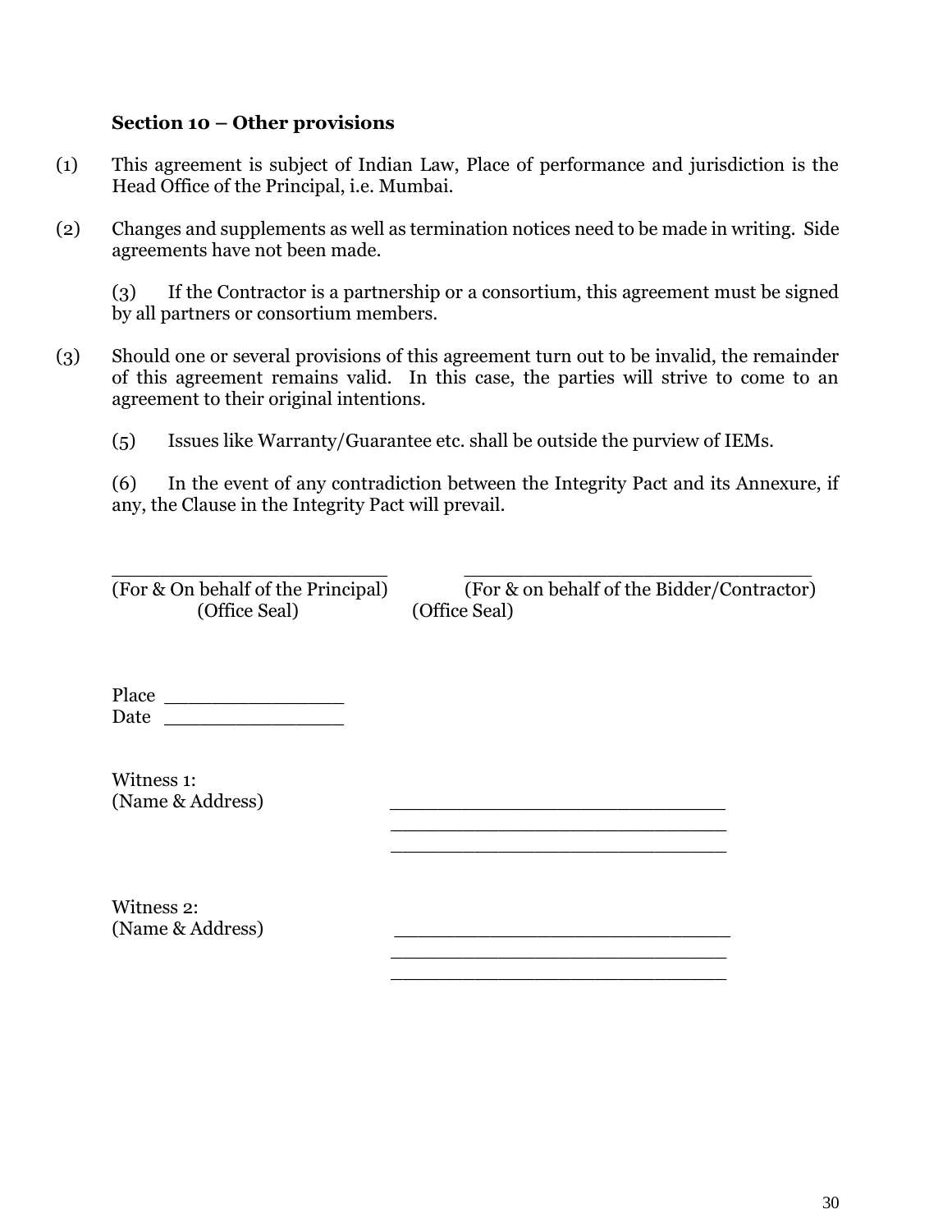### Section 10 – Other provisions

(1) This agreement is subject of Indian Law, Place of performance and jurisdiction is the Head Office of the Principal, i.e. Mumbai.

(2) Changes and supplements as well as termination notices need to be made in writing. Side agreements have not been made.

(3) If the Contractor is a partnership or a consortium, this agreement must be signed by all partners or consortium members.

(3) Should one or several provisions of this agreement turn out to be invalid, the remainder of this agreement remains valid. In this case, the parties will strive to come to an agreement to their original intentions.

(5) Issues like Warranty/Guarantee etc. shall be outside the purview of IEMs.

(6) In the event of any contradiction between the Integrity Pact and its Annexure, if any, the Clause in the Integrity Pact will prevail.

________________________ (For & On behalf of the Principal) (Office Seal)

______________________________ (For & on behalf of the Bidder/Contractor) (Office Seal)

Place ________________

Date ________________

Witness 1:
(Name & Address) ______________________________
______________________________
______________________________

Witness 2:
(Name & Address) ______________________________
______________________________
______________________________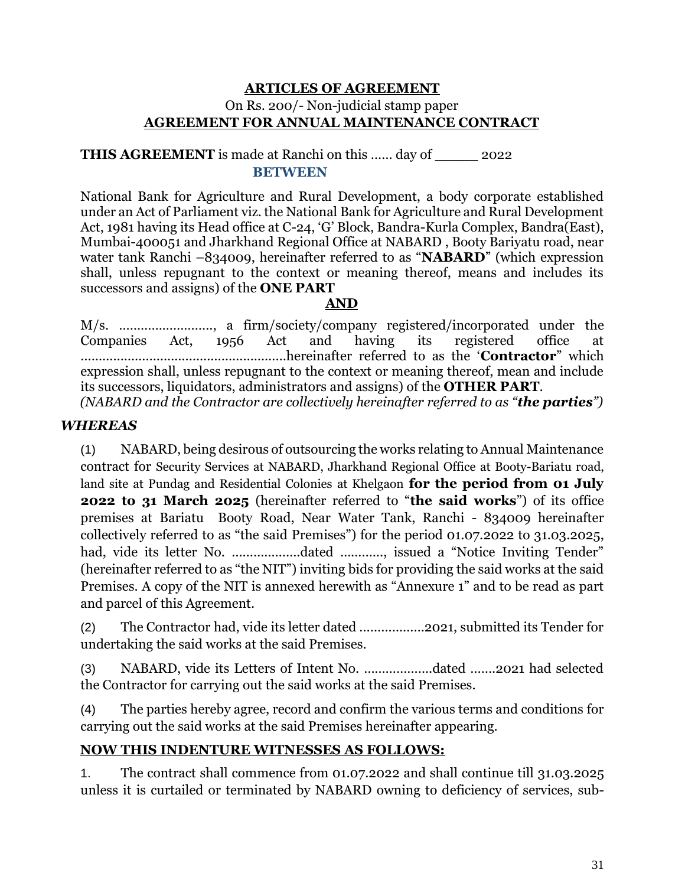**ARTICLES OF AGREEMENT**

On Rs. 200/- Non-judicial stamp paper

**AGREEMENT FOR ANNUAL MAINTENANCE CONTRACT**

**THIS AGREEMENT** is made at Ranchi on this ...... day of _____ 2022

**BETWEEN**

National Bank for Agriculture and Rural Development, a body corporate established under an Act of Parliament viz. the National Bank for Agriculture and Rural Development Act, 1981 having its Head office at C-24, 'G' Block, Bandra-Kurla Complex, Bandra(East), Mumbai-400051 and Jharkhand Regional Office at NABARD , Booty Bariyatu road, near water tank Ranchi –834009, hereinafter referred to as "**NABARD**" (which expression shall, unless repugnant to the context or meaning thereof, means and includes its successors and assigns) of the **ONE PART**

**AND**

M/s. .........................., a firm/society/company registered/incorporated under the Companies Act, 1956 Act and having its registered office at ........................................................hereinafter referred to as the '**Contractor**" which expression shall, unless repugnant to the context or meaning thereof, mean and include its successors, liquidators, administrators and assigns) of the **OTHER PART**.

*(NABARD and the Contractor are collectively hereinafter referred to as "**the parties**")*

***WHEREAS***

(1) NABARD, being desirous of outsourcing the works relating to Annual Maintenance contract for Security Services at NABARD, Jharkhand Regional Office at Booty-Bariatu road, land site at Pundag and Residential Colonies at Khelgaon **for the period from 01 July 2022 to 31 March 2025** (hereinafter referred to "**the said works**") of its office premises at Bariatu Booty Road, Near Water Tank, Ranchi - 834009 hereinafter collectively referred to as "the said Premises") for the period 01.07.2022 to 31.03.2025, had, vide its letter No. ..................dated ..........., issued a "Notice Inviting Tender" (hereinafter referred to as "the NIT") inviting bids for providing the said works at the said Premises. A copy of the NIT is annexed herewith as "Annexure 1" and to be read as part and parcel of this Agreement.

(2) The Contractor had, vide its letter dated .................2021, submitted its Tender for undertaking the said works at the said Premises.

(3) NABARD, vide its Letters of Intent No. ..................dated .......2021 had selected the Contractor for carrying out the said works at the said Premises.

(4) The parties hereby agree, record and confirm the various terms and conditions for carrying out the said works at the said Premises hereinafter appearing.

**NOW THIS INDENTURE WITNESSES AS FOLLOWS:**

1. The contract shall commence from 01.07.2022 and shall continue till 31.03.2025 unless it is curtailed or terminated by NABARD owning to deficiency of services, sub-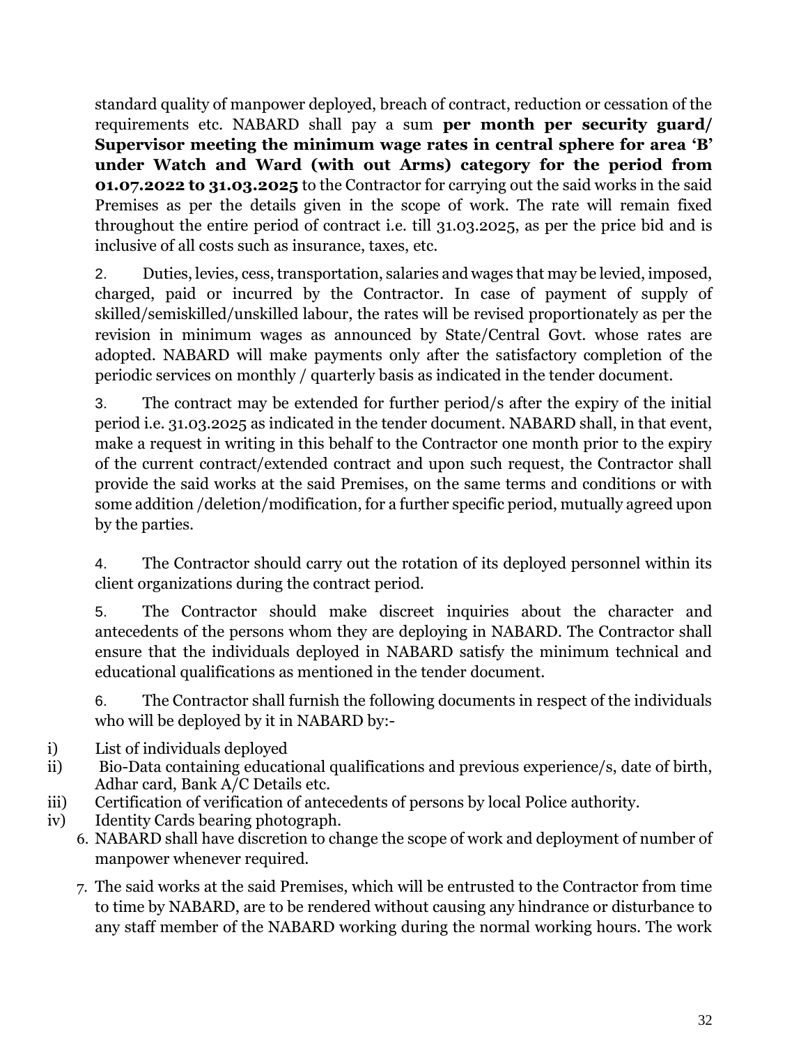standard quality of manpower deployed, breach of contract, reduction or cessation of the requirements etc. NABARD shall pay a sum **per month per security guard/ Supervisor meeting the minimum wage rates in central sphere for area 'B' under Watch and Ward (with out Arms) category for the period from 01.07.2022 to 31.03.2025** to the Contractor for carrying out the said works in the said Premises as per the details given in the scope of work. The rate will remain fixed throughout the entire period of contract i.e. till 31.03.2025, as per the price bid and is inclusive of all costs such as insurance, taxes, etc.

2. Duties, levies, cess, transportation, salaries and wages that may be levied, imposed, charged, paid or incurred by the Contractor. In case of payment of supply of skilled/semiskilled/unskilled labour, the rates will be revised proportionately as per the revision in minimum wages as announced by State/Central Govt. whose rates are adopted. NABARD will make payments only after the satisfactory completion of the periodic services on monthly / quarterly basis as indicated in the tender document.

3. The contract may be extended for further period/s after the expiry of the initial period i.e. 31.03.2025 as indicated in the tender document. NABARD shall, in that event, make a request in writing in this behalf to the Contractor one month prior to the expiry of the current contract/extended contract and upon such request, the Contractor shall provide the said works at the said Premises, on the same terms and conditions or with some addition /deletion/modification, for a further specific period, mutually agreed upon by the parties.

4. The Contractor should carry out the rotation of its deployed personnel within its client organizations during the contract period.

5. The Contractor should make discreet inquiries about the character and antecedents of the persons whom they are deploying in NABARD. The Contractor shall ensure that the individuals deployed in NABARD satisfy the minimum technical and educational qualifications as mentioned in the tender document.

6. The Contractor shall furnish the following documents in respect of the individuals who will be deployed by it in NABARD by:-

i) List of individuals deployed
ii) Bio-Data containing educational qualifications and previous experience/s, date of birth, Adhar card, Bank A/C Details etc.
iii) Certification of verification of antecedents of persons by local Police authority.
iv) Identity Cards bearing photograph.

6. NABARD shall have discretion to change the scope of work and deployment of number of manpower whenever required.

7. The said works at the said Premises, which will be entrusted to the Contractor from time to time by NABARD, are to be rendered without causing any hindrance or disturbance to any staff member of the NABARD working during the normal working hours. The work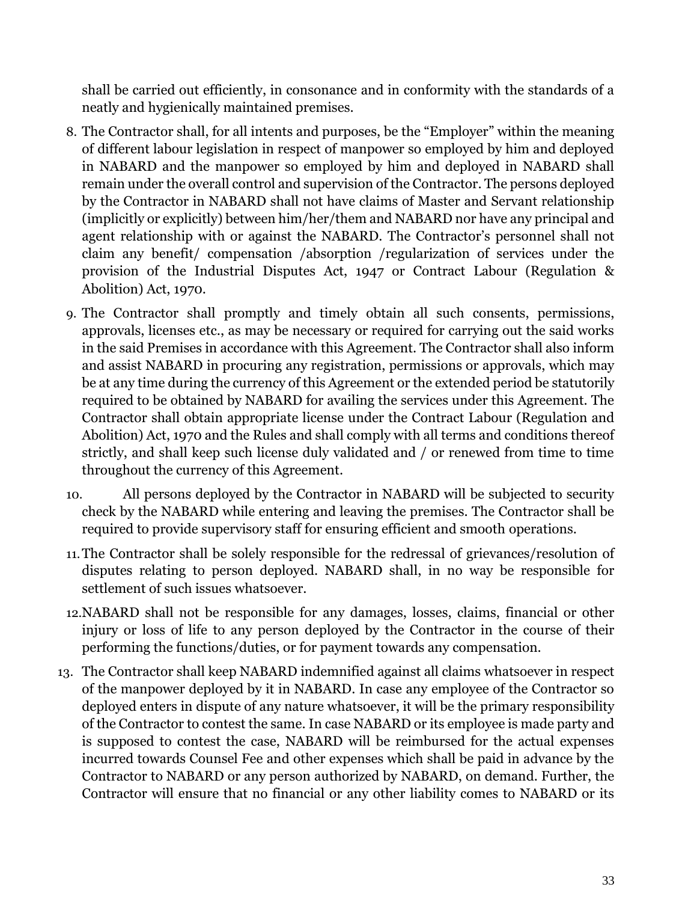shall be carried out efficiently, in consonance and in conformity with the standards of a neatly and hygienically maintained premises.

8. The Contractor shall, for all intents and purposes, be the "Employer" within the meaning of different labour legislation in respect of manpower so employed by him and deployed in NABARD and the manpower so employed by him and deployed in NABARD shall remain under the overall control and supervision of the Contractor. The persons deployed by the Contractor in NABARD shall not have claims of Master and Servant relationship (implicitly or explicitly) between him/her/them and NABARD nor have any principal and agent relationship with or against the NABARD. The Contractor's personnel shall not claim any benefit/ compensation /absorption /regularization of services under the provision of the Industrial Disputes Act, 1947 or Contract Labour (Regulation & Abolition) Act, 1970.

9. The Contractor shall promptly and timely obtain all such consents, permissions, approvals, licenses etc., as may be necessary or required for carrying out the said works in the said Premises in accordance with this Agreement. The Contractor shall also inform and assist NABARD in procuring any registration, permissions or approvals, which may be at any time during the currency of this Agreement or the extended period be statutorily required to be obtained by NABARD for availing the services under this Agreement. The Contractor shall obtain appropriate license under the Contract Labour (Regulation and Abolition) Act, 1970 and the Rules and shall comply with all terms and conditions thereof strictly, and shall keep such license duly validated and / or renewed from time to time throughout the currency of this Agreement.

10. All persons deployed by the Contractor in NABARD will be subjected to security check by the NABARD while entering and leaving the premises. The Contractor shall be required to provide supervisory staff for ensuring efficient and smooth operations.

11. The Contractor shall be solely responsible for the redressal of grievances/resolution of disputes relating to person deployed. NABARD shall, in no way be responsible for settlement of such issues whatsoever.

12. NABARD shall not be responsible for any damages, losses, claims, financial or other injury or loss of life to any person deployed by the Contractor in the course of their performing the functions/duties, or for payment towards any compensation.

13. The Contractor shall keep NABARD indemnified against all claims whatsoever in respect of the manpower deployed by it in NABARD. In case any employee of the Contractor so deployed enters in dispute of any nature whatsoever, it will be the primary responsibility of the Contractor to contest the same. In case NABARD or its employee is made party and is supposed to contest the case, NABARD will be reimbursed for the actual expenses incurred towards Counsel Fee and other expenses which shall be paid in advance by the Contractor to NABARD or any person authorized by NABARD, on demand. Further, the Contractor will ensure that no financial or any other liability comes to NABARD or its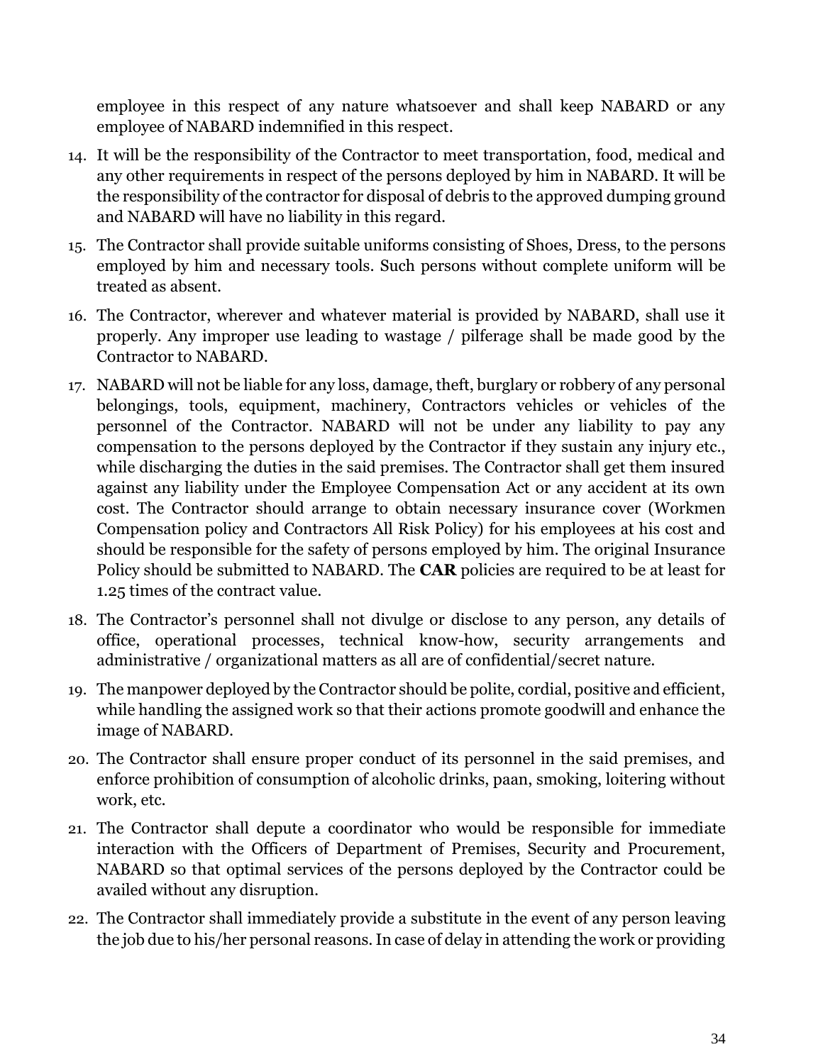employee in this respect of any nature whatsoever and shall keep NABARD or any employee of NABARD indemnified in this respect.

14. It will be the responsibility of the Contractor to meet transportation, food, medical and any other requirements in respect of the persons deployed by him in NABARD. It will be the responsibility of the contractor for disposal of debris to the approved dumping ground and NABARD will have no liability in this regard.
15. The Contractor shall provide suitable uniforms consisting of Shoes, Dress, to the persons employed by him and necessary tools. Such persons without complete uniform will be treated as absent.
16. The Contractor, wherever and whatever material is provided by NABARD, shall use it properly. Any improper use leading to wastage / pilferage shall be made good by the Contractor to NABARD.
17. NABARD will not be liable for any loss, damage, theft, burglary or robbery of any personal belongings, tools, equipment, machinery, Contractors vehicles or vehicles of the personnel of the Contractor. NABARD will not be under any liability to pay any compensation to the persons deployed by the Contractor if they sustain any injury etc., while discharging the duties in the said premises. The Contractor shall get them insured against any liability under the Employee Compensation Act or any accident at its own cost. The Contractor should arrange to obtain necessary insurance cover (Workmen Compensation policy and Contractors All Risk Policy) for his employees at his cost and should be responsible for the safety of persons employed by him. The original Insurance Policy should be submitted to NABARD. The **CAR** policies are required to be at least for 1.25 times of the contract value.
18. The Contractor's personnel shall not divulge or disclose to any person, any details of office, operational processes, technical know-how, security arrangements and administrative / organizational matters as all are of confidential/secret nature.
19. The manpower deployed by the Contractor should be polite, cordial, positive and efficient, while handling the assigned work so that their actions promote goodwill and enhance the image of NABARD.
20. The Contractor shall ensure proper conduct of its personnel in the said premises, and enforce prohibition of consumption of alcoholic drinks, paan, smoking, loitering without work, etc.
21. The Contractor shall depute a coordinator who would be responsible for immediate interaction with the Officers of Department of Premises, Security and Procurement, NABARD so that optimal services of the persons deployed by the Contractor could be availed without any disruption.
22. The Contractor shall immediately provide a substitute in the event of any person leaving the job due to his/her personal reasons. In case of delay in attending the work or providing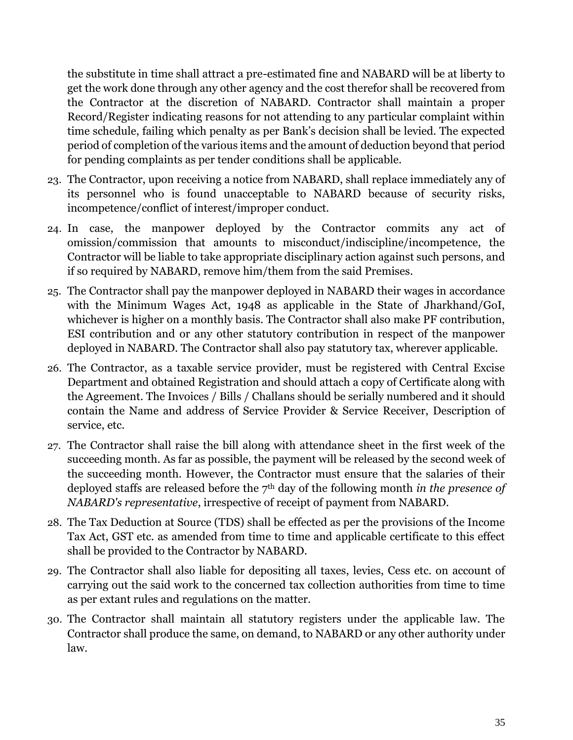the substitute in time shall attract a pre-estimated fine and NABARD will be at liberty to get the work done through any other agency and the cost therefor shall be recovered from the Contractor at the discretion of NABARD. Contractor shall maintain a proper Record/Register indicating reasons for not attending to any particular complaint within time schedule, failing which penalty as per Bank's decision shall be levied. The expected period of completion of the various items and the amount of deduction beyond that period for pending complaints as per tender conditions shall be applicable.

23. The Contractor, upon receiving a notice from NABARD, shall replace immediately any of its personnel who is found unacceptable to NABARD because of security risks, incompetence/conflict of interest/improper conduct.

24. In case, the manpower deployed by the Contractor commits any act of omission/commission that amounts to misconduct/indiscipline/incompetence, the Contractor will be liable to take appropriate disciplinary action against such persons, and if so required by NABARD, remove him/them from the said Premises.

25. The Contractor shall pay the manpower deployed in NABARD their wages in accordance with the Minimum Wages Act, 1948 as applicable in the State of Jharkhand/GoI, whichever is higher on a monthly basis. The Contractor shall also make PF contribution, ESI contribution and or any other statutory contribution in respect of the manpower deployed in NABARD. The Contractor shall also pay statutory tax, wherever applicable.

26. The Contractor, as a taxable service provider, must be registered with Central Excise Department and obtained Registration and should attach a copy of Certificate along with the Agreement. The Invoices / Bills / Challans should be serially numbered and it should contain the Name and address of Service Provider & Service Receiver, Description of service, etc.

27. The Contractor shall raise the bill along with attendance sheet in the first week of the succeeding month. As far as possible, the payment will be released by the second week of the succeeding month. However, the Contractor must ensure that the salaries of their deployed staffs are released before the 7th day of the following month *in the presence of NABARD's representative*, irrespective of receipt of payment from NABARD.

28. The Tax Deduction at Source (TDS) shall be effected as per the provisions of the Income Tax Act, GST etc. as amended from time to time and applicable certificate to this effect shall be provided to the Contractor by NABARD.

29. The Contractor shall also liable for depositing all taxes, levies, Cess etc. on account of carrying out the said work to the concerned tax collection authorities from time to time as per extant rules and regulations on the matter.

30. The Contractor shall maintain all statutory registers under the applicable law. The Contractor shall produce the same, on demand, to NABARD or any other authority under law.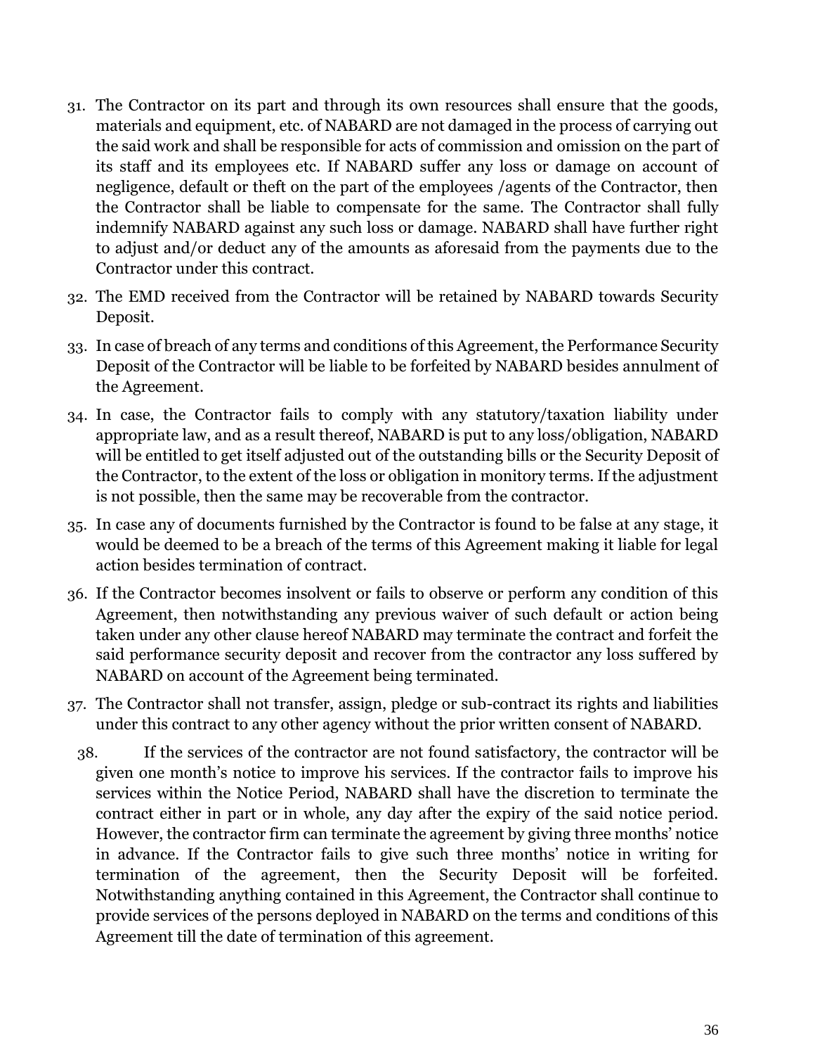31. The Contractor on its part and through its own resources shall ensure that the goods, materials and equipment, etc. of NABARD are not damaged in the process of carrying out the said work and shall be responsible for acts of commission and omission on the part of its staff and its employees etc. If NABARD suffer any loss or damage on account of negligence, default or theft on the part of the employees /agents of the Contractor, then the Contractor shall be liable to compensate for the same. The Contractor shall fully indemnify NABARD against any such loss or damage. NABARD shall have further right to adjust and/or deduct any of the amounts as aforesaid from the payments due to the Contractor under this contract.
32. The EMD received from the Contractor will be retained by NABARD towards Security Deposit.
33. In case of breach of any terms and conditions of this Agreement, the Performance Security Deposit of the Contractor will be liable to be forfeited by NABARD besides annulment of the Agreement.
34. In case, the Contractor fails to comply with any statutory/taxation liability under appropriate law, and as a result thereof, NABARD is put to any loss/obligation, NABARD will be entitled to get itself adjusted out of the outstanding bills or the Security Deposit of the Contractor, to the extent of the loss or obligation in monitory terms. If the adjustment is not possible, then the same may be recoverable from the contractor.
35. In case any of documents furnished by the Contractor is found to be false at any stage, it would be deemed to be a breach of the terms of this Agreement making it liable for legal action besides termination of contract.
36. If the Contractor becomes insolvent or fails to observe or perform any condition of this Agreement, then notwithstanding any previous waiver of such default or action being taken under any other clause hereof NABARD may terminate the contract and forfeit the said performance security deposit and recover from the contractor any loss suffered by NABARD on account of the Agreement being terminated.
37. The Contractor shall not transfer, assign, pledge or sub-contract its rights and liabilities under this contract to any other agency without the prior written consent of NABARD.
38. If the services of the contractor are not found satisfactory, the contractor will be given one month's notice to improve his services. If the contractor fails to improve his services within the Notice Period, NABARD shall have the discretion to terminate the contract either in part or in whole, any day after the expiry of the said notice period. However, the contractor firm can terminate the agreement by giving three months' notice in advance. If the Contractor fails to give such three months' notice in writing for termination of the agreement, then the Security Deposit will be forfeited. Notwithstanding anything contained in this Agreement, the Contractor shall continue to provide services of the persons deployed in NABARD on the terms and conditions of this Agreement till the date of termination of this agreement.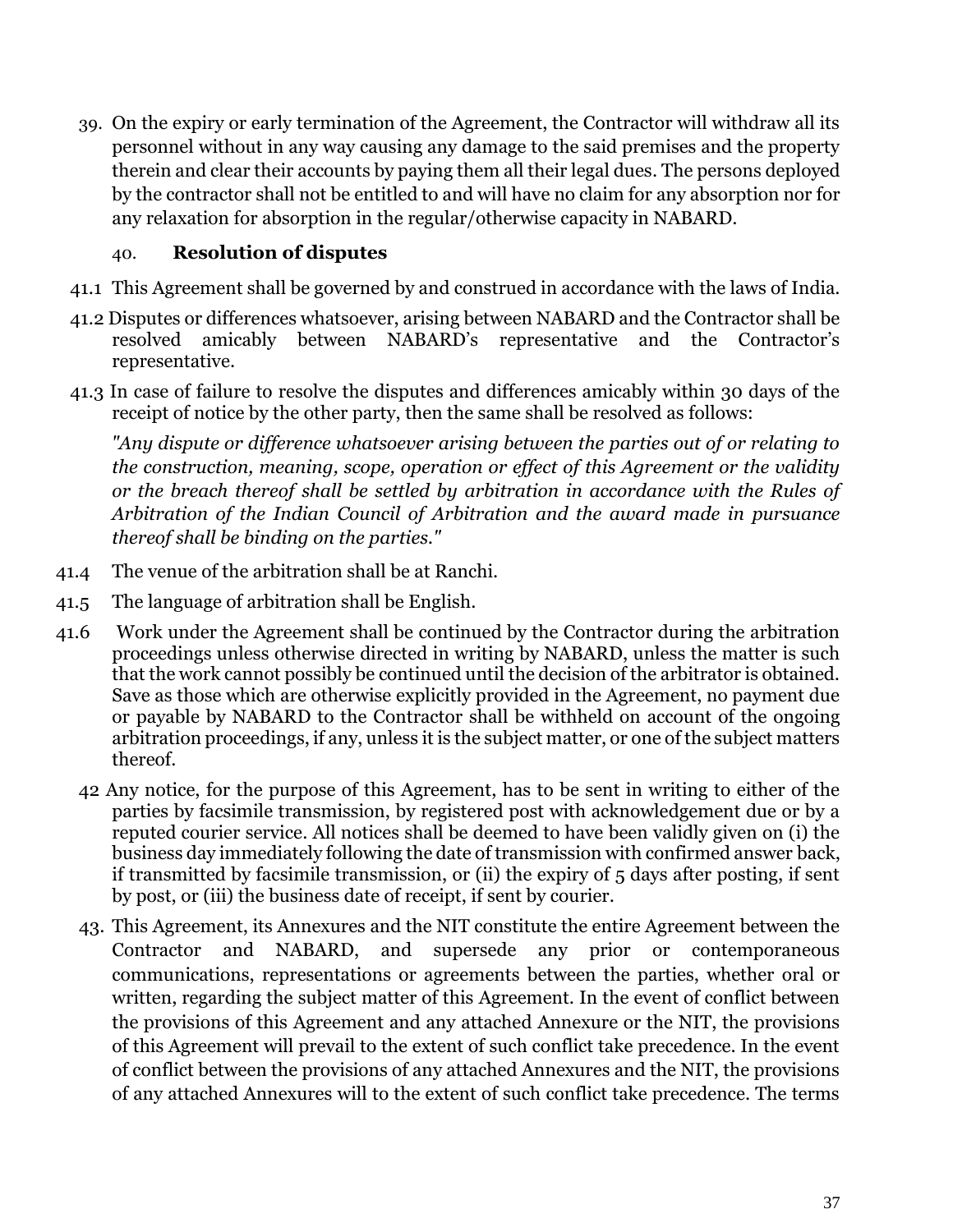39. On the expiry or early termination of the Agreement, the Contractor will withdraw all its personnel without in any way causing any damage to the said premises and the property therein and clear their accounts by paying them all their legal dues. The persons deployed by the contractor shall not be entitled to and will have no claim for any absorption nor for any relaxation for absorption in the regular/otherwise capacity in NABARD.

40. **Resolution of disputes**

41.1 This Agreement shall be governed by and construed in accordance with the laws of India.

41.2 Disputes or differences whatsoever, arising between NABARD and the Contractor shall be resolved amicably between NABARD's representative and the Contractor's representative.

41.3 In case of failure to resolve the disputes and differences amicably within 30 days of the receipt of notice by the other party, then the same shall be resolved as follows:

*"Any dispute or difference whatsoever arising between the parties out of or relating to the construction, meaning, scope, operation or effect of this Agreement or the validity or the breach thereof shall be settled by arbitration in accordance with the Rules of Arbitration of the Indian Council of Arbitration and the award made in pursuance thereof shall be binding on the parties."*

41.4 The venue of the arbitration shall be at Ranchi.

41.5 The language of arbitration shall be English.

41.6 Work under the Agreement shall be continued by the Contractor during the arbitration proceedings unless otherwise directed in writing by NABARD, unless the matter is such that the work cannot possibly be continued until the decision of the arbitrator is obtained. Save as those which are otherwise explicitly provided in the Agreement, no payment due or payable by NABARD to the Contractor shall be withheld on account of the ongoing arbitration proceedings, if any, unless it is the subject matter, or one of the subject matters thereof.

42 Any notice, for the purpose of this Agreement, has to be sent in writing to either of the parties by facsimile transmission, by registered post with acknowledgement due or by a reputed courier service. All notices shall be deemed to have been validly given on (i) the business day immediately following the date of transmission with confirmed answer back, if transmitted by facsimile transmission, or (ii) the expiry of 5 days after posting, if sent by post, or (iii) the business date of receipt, if sent by courier.

43. This Agreement, its Annexures and the NIT constitute the entire Agreement between the Contractor and NABARD, and supersede any prior or contemporaneous communications, representations or agreements between the parties, whether oral or written, regarding the subject matter of this Agreement. In the event of conflict between the provisions of this Agreement and any attached Annexure or the NIT, the provisions of this Agreement will prevail to the extent of such conflict take precedence. In the event of conflict between the provisions of any attached Annexures and the NIT, the provisions of any attached Annexures will to the extent of such conflict take precedence. The terms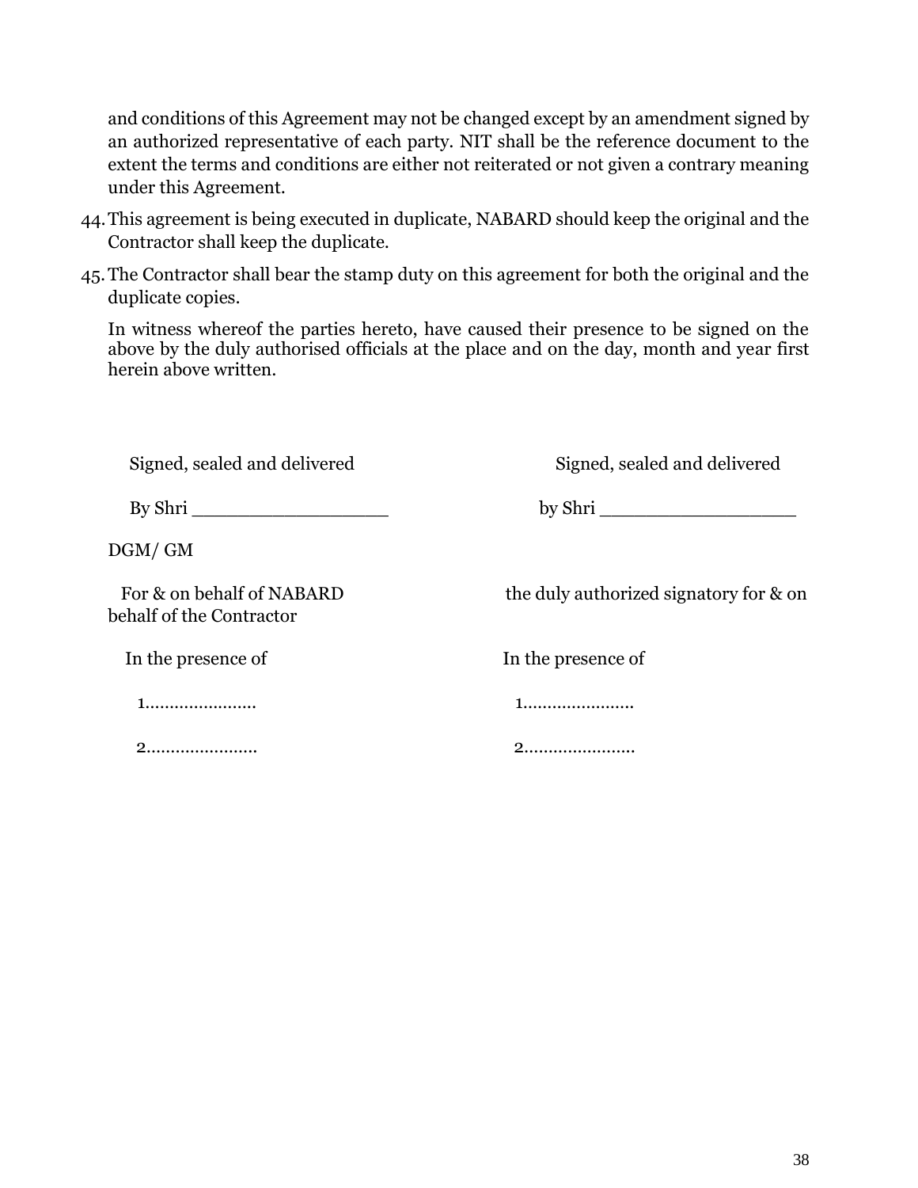and conditions of this Agreement may not be changed except by an amendment signed by an authorized representative of each party. NIT shall be the reference document to the extent the terms and conditions are either not reiterated or not given a contrary meaning under this Agreement.

44. This agreement is being executed in duplicate, NABARD should keep the original and the Contractor shall keep the duplicate.

45. The Contractor shall bear the stamp duty on this agreement for both the original and the duplicate copies.

In witness whereof the parties hereto, have caused their presence to be signed on the above by the duly authorised officials at the place and on the day, month and year first herein above written.

Signed, sealed and delivered

By Shri __________________

DGM/ GM

For & on behalf of NABARD

In the presence of

1......................

2......................

Signed, sealed and delivered

by Shri __________________

the duly authorized signatory for & on behalf of the Contractor

In the presence of

1......................

2......................